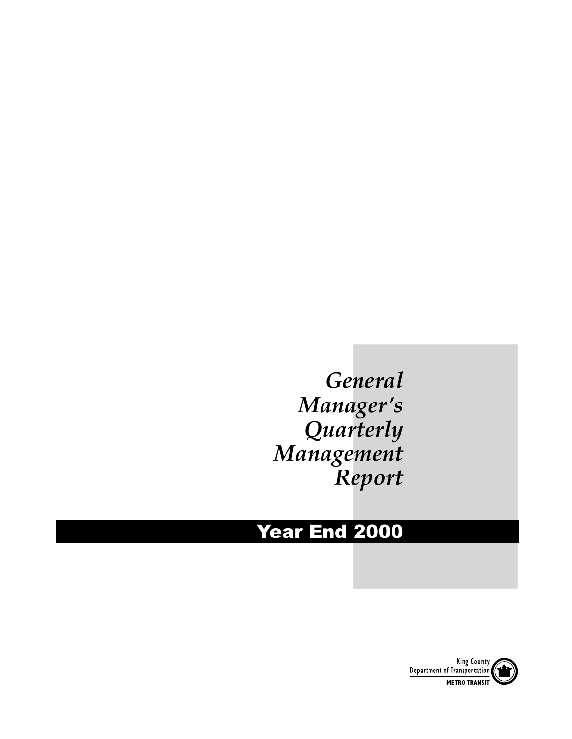# *General Manager's Quarterly Management Report*

## Year End 2000

King County
Department of Transportation
**METRO TRANSIT**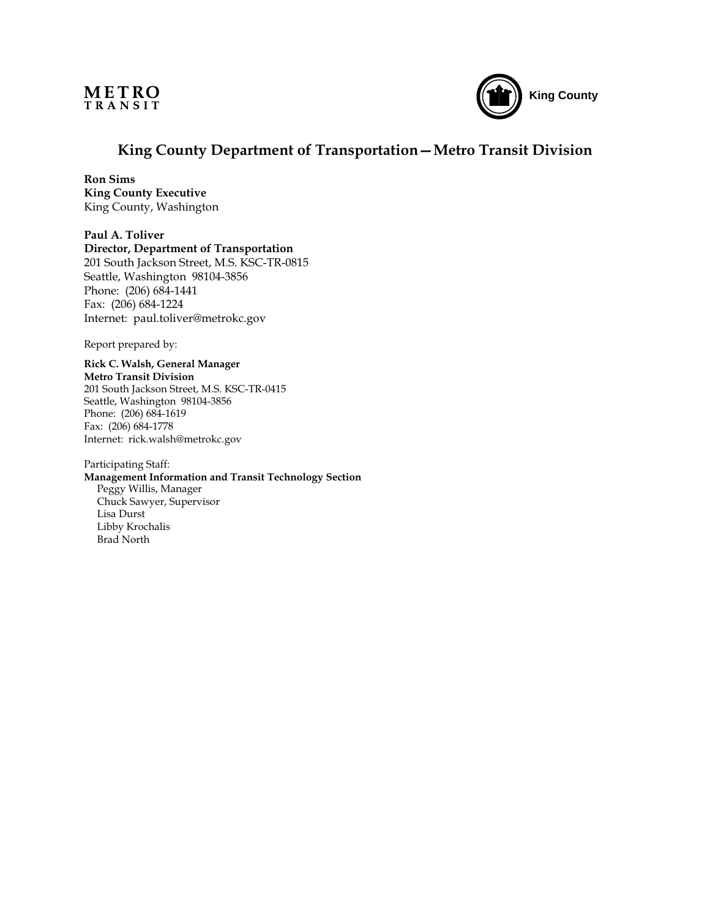**METRO**
**TRANSIT**

King County

## King County Department of Transportation—Metro Transit Division

**Ron Sims**
**King County Executive**
King County, Washington

**Paul A. Toliver**
**Director, Department of Transportation**
201 South Jackson Street, M.S. KSC-TR-0815
Seattle, Washington 98104-3856
Phone: (206) 684-1441
Fax: (206) 684-1224
Internet: paul.toliver@metrokc.gov

Report prepared by:

**Rick C. Walsh, General Manager**
**Metro Transit Division**
201 South Jackson Street, M.S. KSC-TR-0415
Seattle, Washington 98104-3856
Phone: (206) 684-1619
Fax: (206) 684-1778
Internet: rick.walsh@metrokc.gov

Participating Staff:
**Management Information and Transit Technology Section**
Peggy Willis, Manager
Chuck Sawyer, Supervisor
Lisa Durst
Libby Krochalis
Brad North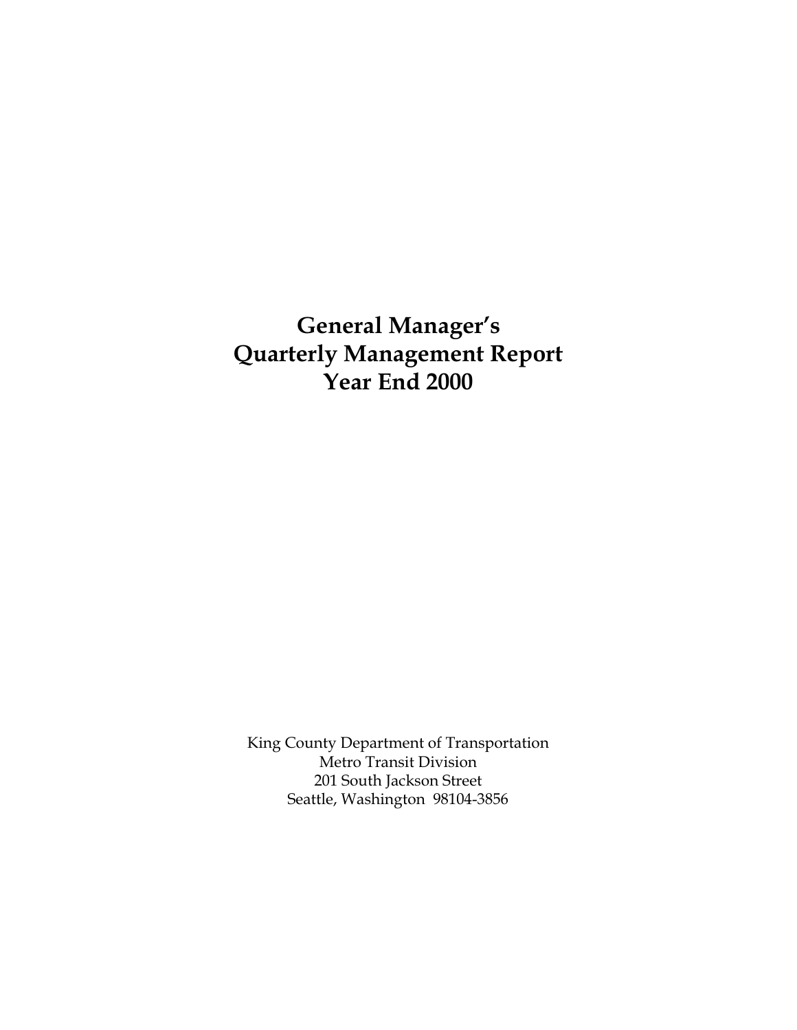# General Manager's Quarterly Management Report Year End 2000

King County Department of Transportation
Metro Transit Division
201 South Jackson Street
Seattle, Washington 98104-3856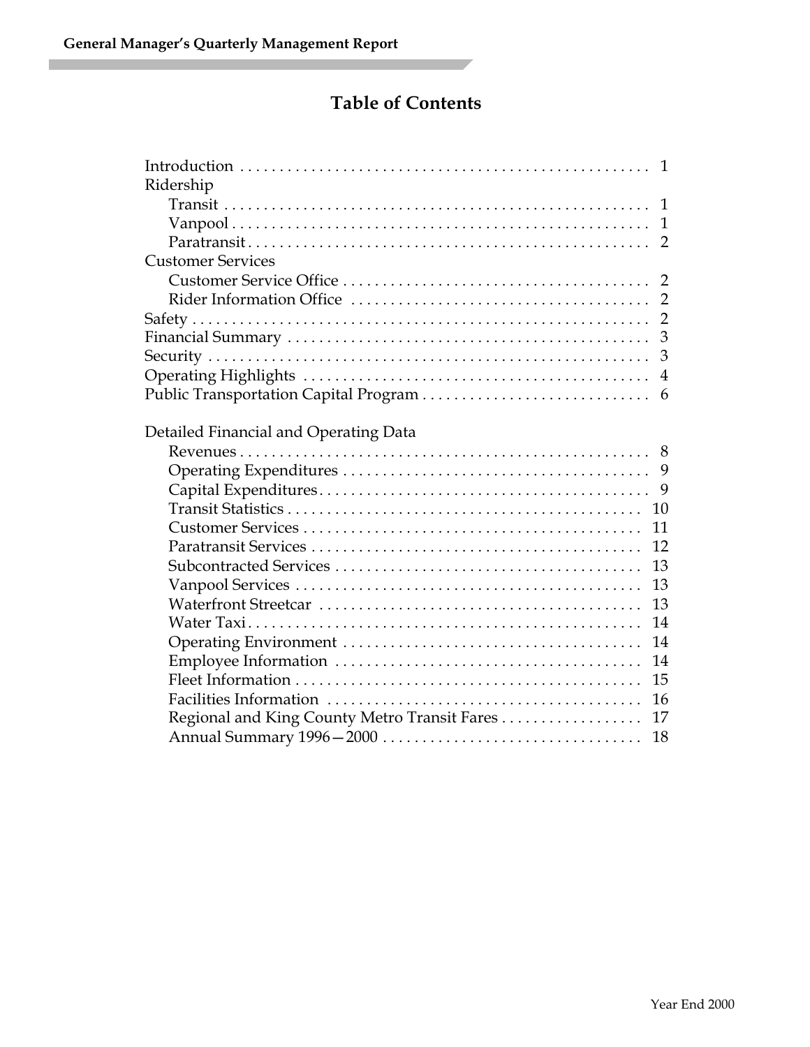# Table of Contents

| | |
|---|---|
| Introduction | 1 |
| Ridership | |
| Transit | 1 |
| Vanpool | 1 |
| Paratransit | 2 |
| Customer Services | |
| Customer Service Office | 2 |
| Rider Information Office | 2 |
| Safety | 2 |
| Financial Summary | 3 |
| Security | 3 |
| Operating Highlights | 4 |
| Public Transportation Capital Program | 6 |
| | |
| Detailed Financial and Operating Data | |
| Revenues | 8 |
| Operating Expenditures | 9 |
| Capital Expenditures | 9 |
| Transit Statistics | 10 |
| Customer Services | 11 |
| Paratransit Services | 12 |
| Subcontracted Services | 13 |
| Vanpool Services | 13 |
| Waterfront Streetcar | 13 |
| Water Taxi | 14 |
| Operating Environment | 14 |
| Employee Information | 14 |
| Fleet Information | 15 |
| Facilities Information | 16 |
| Regional and King County Metro Transit Fares | 17 |
| Annual Summary 1996—2000 | 18 |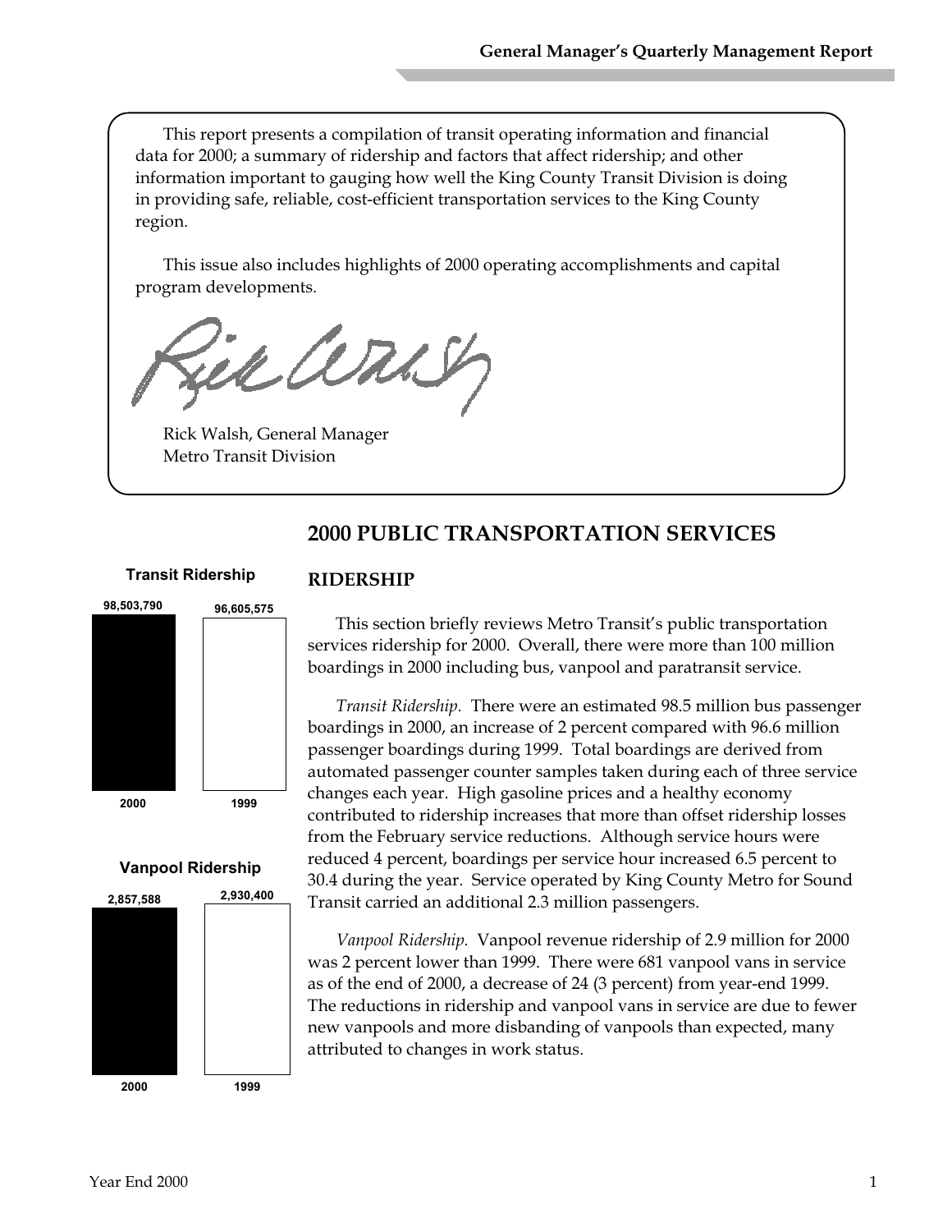This report presents a compilation of transit operating information and financial data for 2000; a summary of ridership and factors that affect ridership; and other information important to gauging how well the King County Transit Division is doing in providing safe, reliable, cost-efficient transportation services to the King County region.

This issue also includes highlights of 2000 operating accomplishments and capital program developments.

Rick Walsh, General Manager
Metro Transit Division

## 2000 PUBLIC TRANSPORTATION SERVICES

**Transit Ridership**

| 2000 | 1999 |
|---|---|
| 98,503,790 | 96,605,575 |

**Vanpool Ridership**

| 2000 | 1999 |
|---|---|
| 2,857,588 | 2,930,400 |

### RIDERSHIP

This section briefly reviews Metro Transit's public transportation services ridership for 2000. Overall, there were more than 100 million boardings in 2000 including bus, vanpool and paratransit service.

*Transit Ridership.* There were an estimated 98.5 million bus passenger boardings in 2000, an increase of 2 percent compared with 96.6 million passenger boardings during 1999. Total boardings are derived from automated passenger counter samples taken during each of three service changes each year. High gasoline prices and a healthy economy contributed to ridership increases that more than offset ridership losses from the February service reductions. Although service hours were reduced 4 percent, boardings per service hour increased 6.5 percent to 30.4 during the year. Service operated by King County Metro for Sound Transit carried an additional 2.3 million passengers.

*Vanpool Ridership.* Vanpool revenue ridership of 2.9 million for 2000 was 2 percent lower than 1999. There were 681 vanpool vans in service as of the end of 2000, a decrease of 24 (3 percent) from year-end 1999. The reductions in ridership and vanpool vans in service are due to fewer new vanpools and more disbanding of vanpools than expected, many attributed to changes in work status.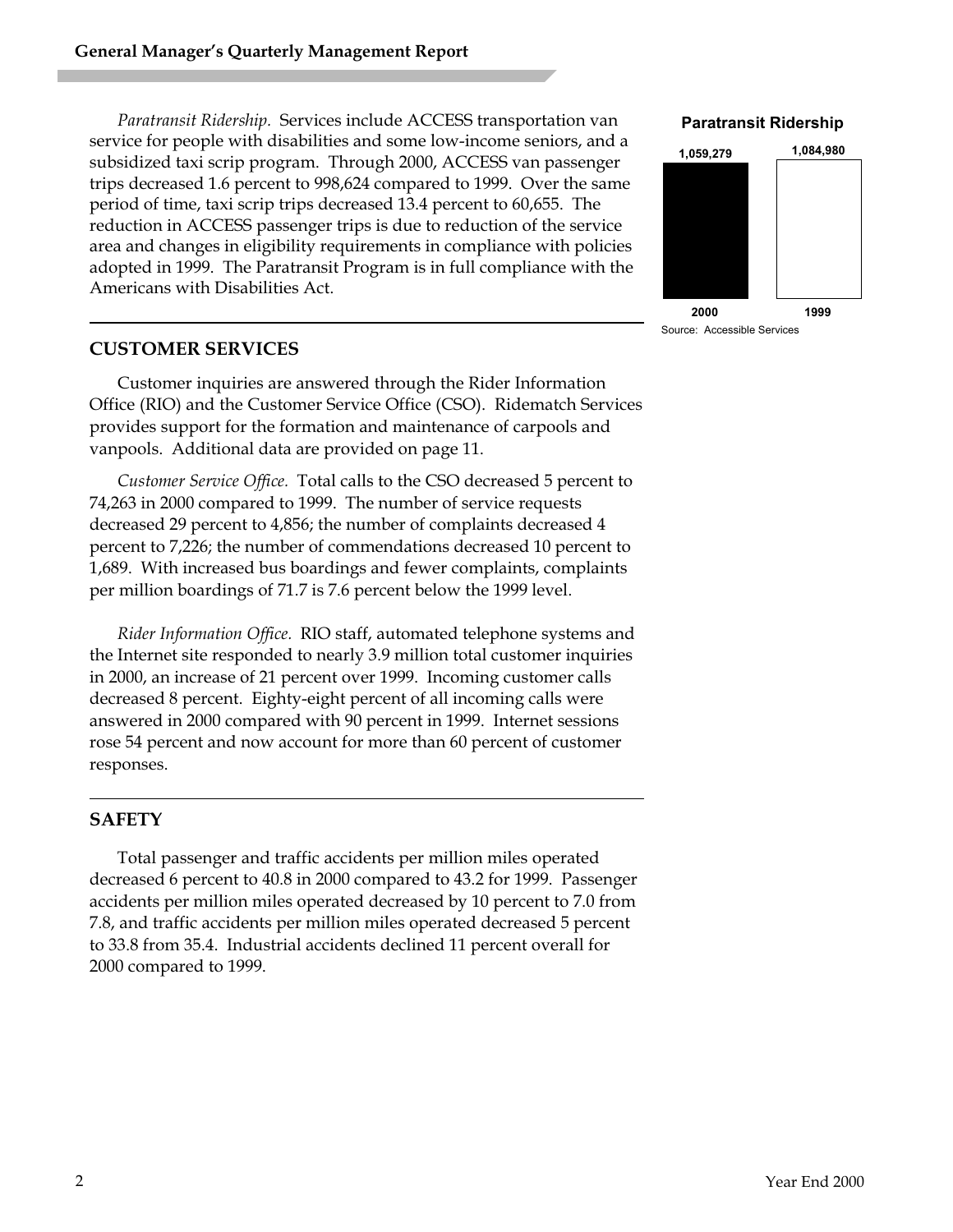*Paratransit Ridership.* Services include ACCESS transportation van service for people with disabilities and some low-income seniors, and a subsidized taxi scrip program. Through 2000, ACCESS van passenger trips decreased 1.6 percent to 998,624 compared to 1999. Over the same period of time, taxi scrip trips decreased 13.4 percent to 60,655. The reduction in ACCESS passenger trips is due to reduction of the service area and changes in eligibility requirements in compliance with policies adopted in 1999. The Paratransit Program is in full compliance with the Americans with Disabilities Act.

**Paratransit Ridership**

| Year | Ridership |
|---|---|
| 2000 | 1,059,279 |
| 1999 | 1,084,980 |

Source: Accessible Services

## CUSTOMER SERVICES

Customer inquiries are answered through the Rider Information Office (RIO) and the Customer Service Office (CSO). Ridematch Services provides support for the formation and maintenance of carpools and vanpools. Additional data are provided on page 11.

*Customer Service Office.* Total calls to the CSO decreased 5 percent to 74,263 in 2000 compared to 1999. The number of service requests decreased 29 percent to 4,856; the number of complaints decreased 4 percent to 7,226; the number of commendations decreased 10 percent to 1,689. With increased bus boardings and fewer complaints, complaints per million boardings of 71.7 is 7.6 percent below the 1999 level.

*Rider Information Office.* RIO staff, automated telephone systems and the Internet site responded to nearly 3.9 million total customer inquiries in 2000, an increase of 21 percent over 1999. Incoming customer calls decreased 8 percent. Eighty-eight percent of all incoming calls were answered in 2000 compared with 90 percent in 1999. Internet sessions rose 54 percent and now account for more than 60 percent of customer responses.

## SAFETY

Total passenger and traffic accidents per million miles operated decreased 6 percent to 40.8 in 2000 compared to 43.2 for 1999. Passenger accidents per million miles operated decreased by 10 percent to 7.0 from 7.8, and traffic accidents per million miles operated decreased 5 percent to 33.8 from 35.4. Industrial accidents declined 11 percent overall for 2000 compared to 1999.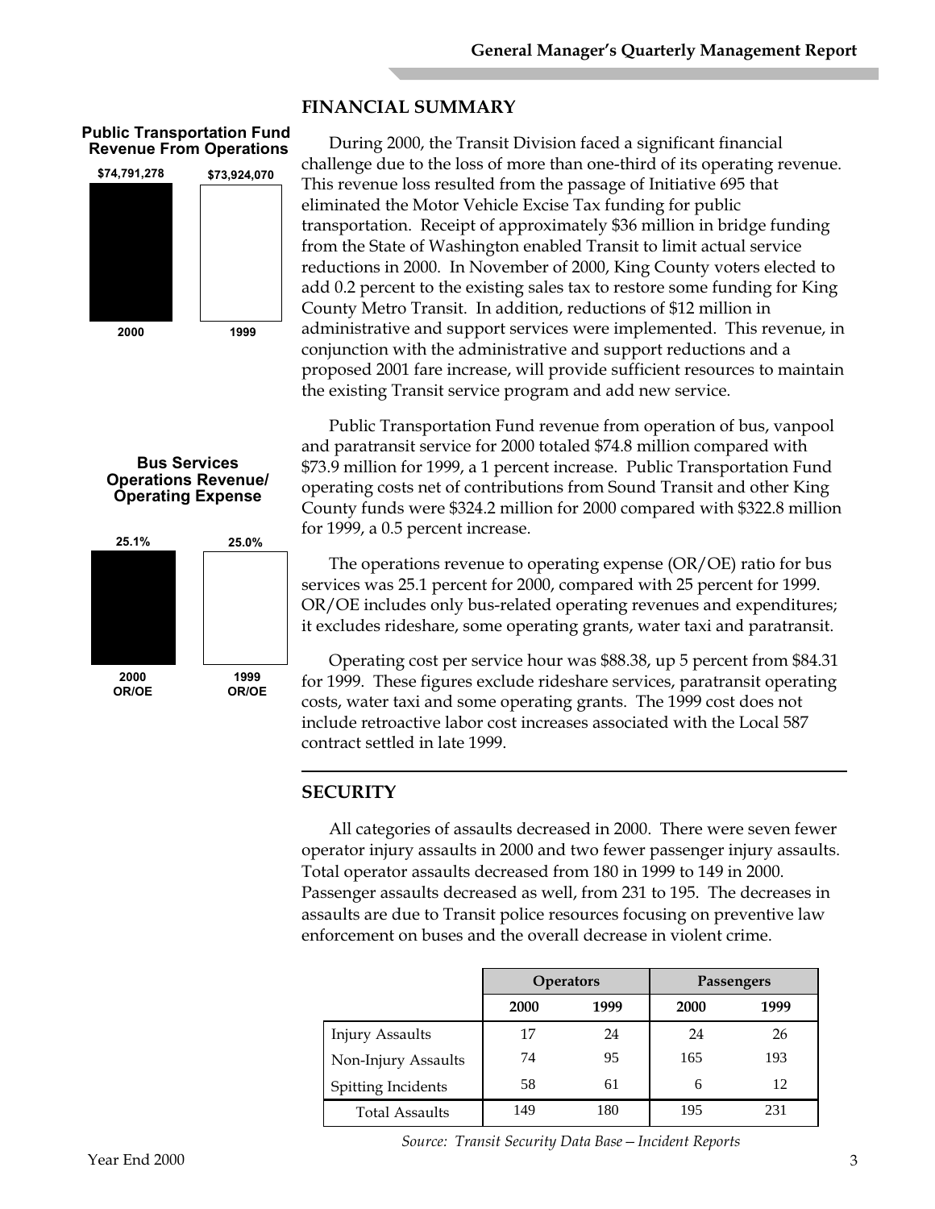## FINANCIAL SUMMARY

**Public Transportation Fund Revenue From Operations**

| 2000 | 1999 |
|---|---|
| $74,791,278 | $73,924,070 |

During 2000, the Transit Division faced a significant financial challenge due to the loss of more than one-third of its operating revenue. This revenue loss resulted from the passage of Initiative 695 that eliminated the Motor Vehicle Excise Tax funding for public transportation. Receipt of approximately $36 million in bridge funding from the State of Washington enabled Transit to limit actual service reductions in 2000. In November of 2000, King County voters elected to add 0.2 percent to the existing sales tax to restore some funding for King County Metro Transit. In addition, reductions of $12 million in administrative and support services were implemented. This revenue, in conjunction with the administrative and support reductions and a proposed 2001 fare increase, will provide sufficient resources to maintain the existing Transit service program and add new service.

Public Transportation Fund revenue from operation of bus, vanpool and paratransit service for 2000 totaled $74.8 million compared with $73.9 million for 1999, a 1 percent increase. Public Transportation Fund operating costs net of contributions from Sound Transit and other King County funds were $324.2 million for 2000 compared with $322.8 million for 1999, a 0.5 percent increase.

**Bus Services Operations Revenue/ Operating Expense**

| 2000 OR/OE | 1999 OR/OE |
|---|---|
| 25.1% | 25.0% |

The operations revenue to operating expense (OR/OE) ratio for bus services was 25.1 percent for 2000, compared with 25 percent for 1999. OR/OE includes only bus-related operating revenues and expenditures; it excludes rideshare, some operating grants, water taxi and paratransit.

Operating cost per service hour was $88.38, up 5 percent from $84.31 for 1999. These figures exclude rideshare services, paratransit operating costs, water taxi and some operating grants. The 1999 cost does not include retroactive labor cost increases associated with the Local 587 contract settled in late 1999.

## SECURITY

All categories of assaults decreased in 2000. There were seven fewer operator injury assaults in 2000 and two fewer passenger injury assaults. Total operator assaults decreased from 180 in 1999 to 149 in 2000. Passenger assaults decreased as well, from 231 to 195. The decreases in assaults are due to Transit police resources focusing on preventive law enforcement on buses and the overall decrease in violent crime.

| | Operators | | Passengers | |
|---|---|---|---|---|
| | 2000 | 1999 | 2000 | 1999 |
| Injury Assaults | 17 | 24 | 24 | 26 |
| Non-Injury Assaults | 74 | 95 | 165 | 193 |
| Spitting Incidents | 58 | 61 | 6 | 12 |
| Total Assaults | 149 | 180 | 195 | 231 |

*Source: Transit Security Data Base – Incident Reports*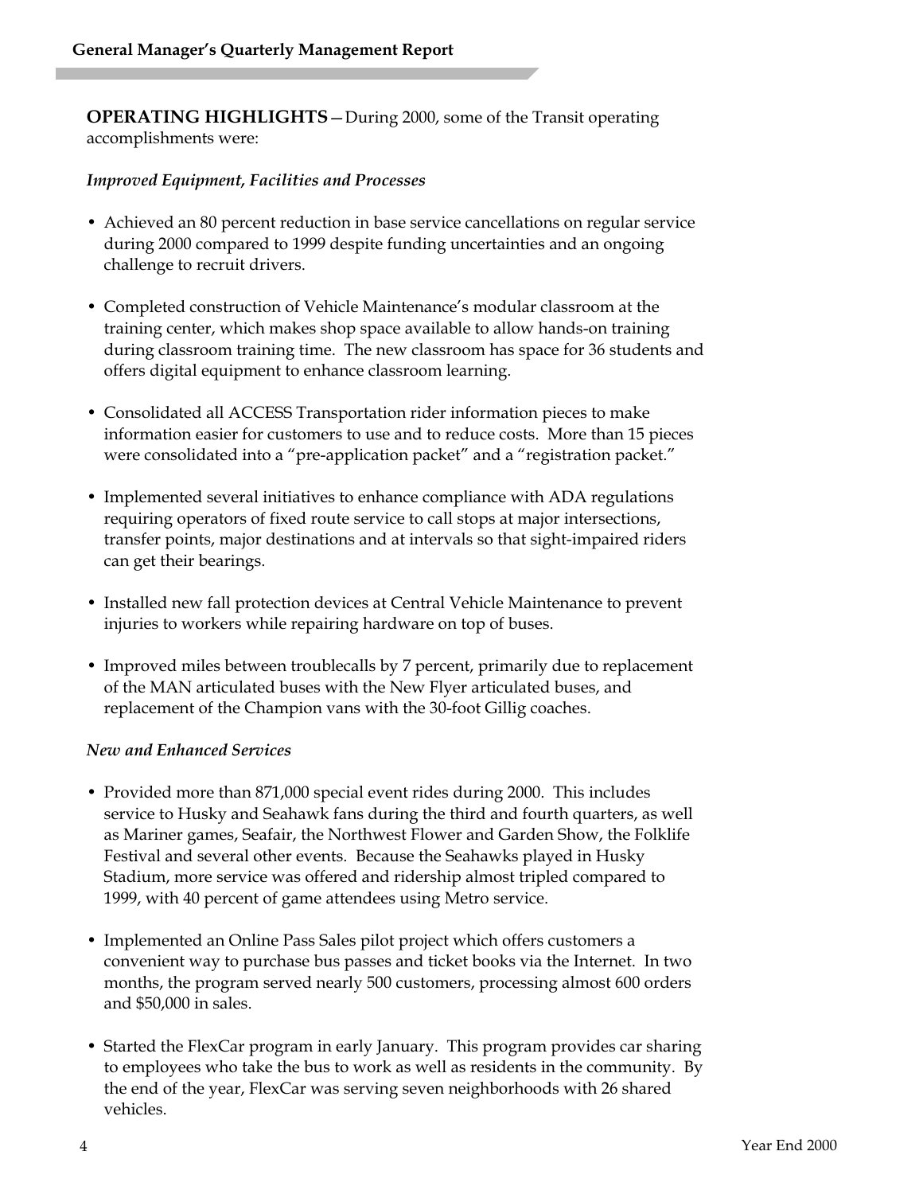**OPERATING HIGHLIGHTS**—During 2000, some of the Transit operating accomplishments were:

*Improved Equipment, Facilities and Processes*

- Achieved an 80 percent reduction in base service cancellations on regular service during 2000 compared to 1999 despite funding uncertainties and an ongoing challenge to recruit drivers.
- Completed construction of Vehicle Maintenance's modular classroom at the training center, which makes shop space available to allow hands-on training during classroom training time. The new classroom has space for 36 students and offers digital equipment to enhance classroom learning.
- Consolidated all ACCESS Transportation rider information pieces to make information easier for customers to use and to reduce costs. More than 15 pieces were consolidated into a "pre-application packet" and a "registration packet."
- Implemented several initiatives to enhance compliance with ADA regulations requiring operators of fixed route service to call stops at major intersections, transfer points, major destinations and at intervals so that sight-impaired riders can get their bearings.
- Installed new fall protection devices at Central Vehicle Maintenance to prevent injuries to workers while repairing hardware on top of buses.
- Improved miles between troublecalls by 7 percent, primarily due to replacement of the MAN articulated buses with the New Flyer articulated buses, and replacement of the Champion vans with the 30-foot Gillig coaches.

*New and Enhanced Services*

- Provided more than 871,000 special event rides during 2000. This includes service to Husky and Seahawk fans during the third and fourth quarters, as well as Mariner games, Seafair, the Northwest Flower and Garden Show, the Folklife Festival and several other events. Because the Seahawks played in Husky Stadium, more service was offered and ridership almost tripled compared to 1999, with 40 percent of game attendees using Metro service.
- Implemented an Online Pass Sales pilot project which offers customers a convenient way to purchase bus passes and ticket books via the Internet. In two months, the program served nearly 500 customers, processing almost 600 orders and $50,000 in sales.
- Started the FlexCar program in early January. This program provides car sharing to employees who take the bus to work as well as residents in the community. By the end of the year, FlexCar was serving seven neighborhoods with 26 shared vehicles.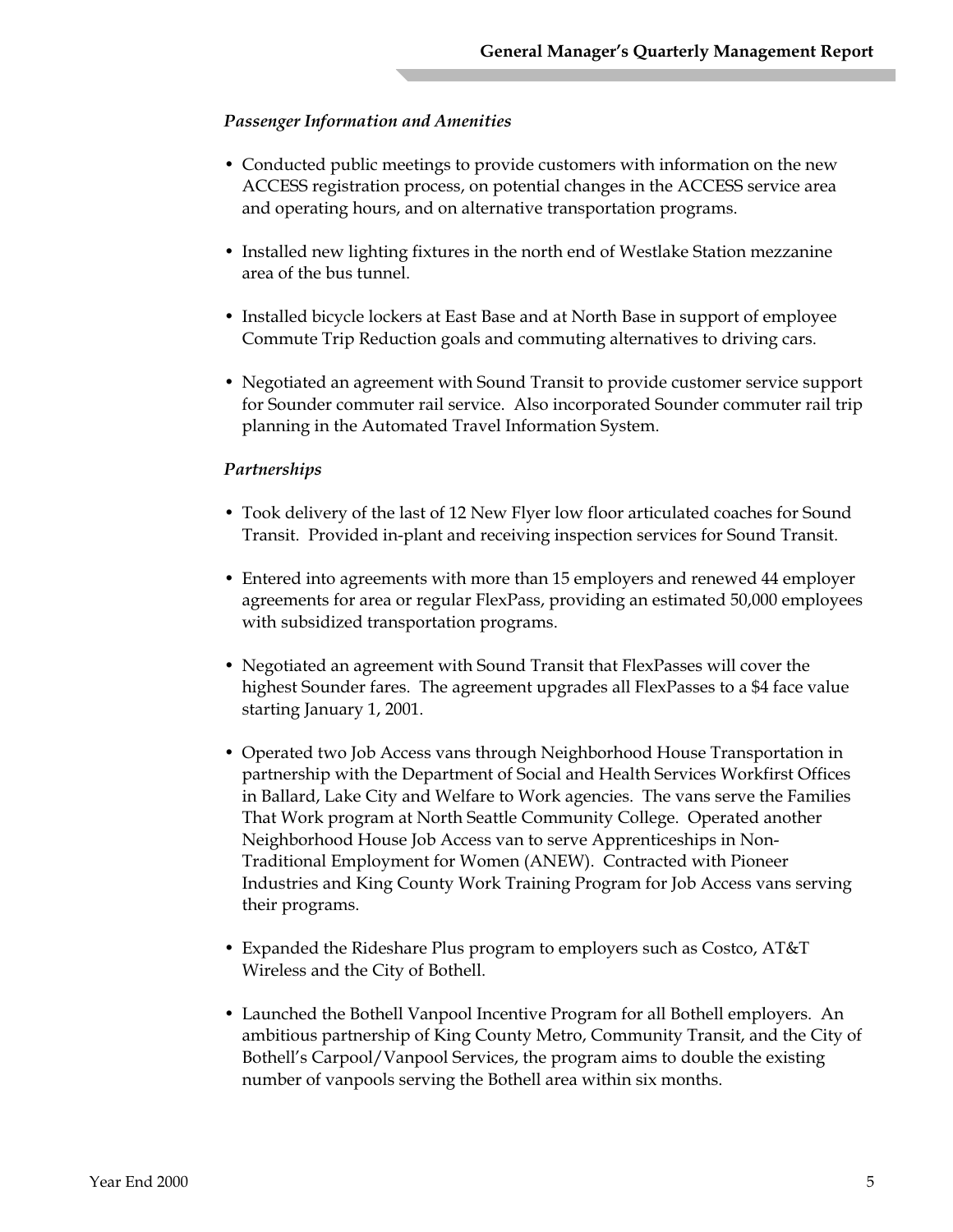*Passenger Information and Amenities*

- Conducted public meetings to provide customers with information on the new ACCESS registration process, on potential changes in the ACCESS service area and operating hours, and on alternative transportation programs.

- Installed new lighting fixtures in the north end of Westlake Station mezzanine area of the bus tunnel.

- Installed bicycle lockers at East Base and at North Base in support of employee Commute Trip Reduction goals and commuting alternatives to driving cars.

- Negotiated an agreement with Sound Transit to provide customer service support for Sounder commuter rail service. Also incorporated Sounder commuter rail trip planning in the Automated Travel Information System.

*Partnerships*

- Took delivery of the last of 12 New Flyer low floor articulated coaches for Sound Transit. Provided in-plant and receiving inspection services for Sound Transit.

- Entered into agreements with more than 15 employers and renewed 44 employer agreements for area or regular FlexPass, providing an estimated 50,000 employees with subsidized transportation programs.

- Negotiated an agreement with Sound Transit that FlexPasses will cover the highest Sounder fares. The agreement upgrades all FlexPasses to a $4 face value starting January 1, 2001.

- Operated two Job Access vans through Neighborhood House Transportation in partnership with the Department of Social and Health Services Workfirst Offices in Ballard, Lake City and Welfare to Work agencies. The vans serve the Families That Work program at North Seattle Community College. Operated another Neighborhood House Job Access van to serve Apprenticeships in Non-Traditional Employment for Women (ANEW). Contracted with Pioneer Industries and King County Work Training Program for Job Access vans serving their programs.

- Expanded the Rideshare Plus program to employers such as Costco, AT&T Wireless and the City of Bothell.

- Launched the Bothell Vanpool Incentive Program for all Bothell employers. An ambitious partnership of King County Metro, Community Transit, and the City of Bothell's Carpool/Vanpool Services, the program aims to double the existing number of vanpools serving the Bothell area within six months.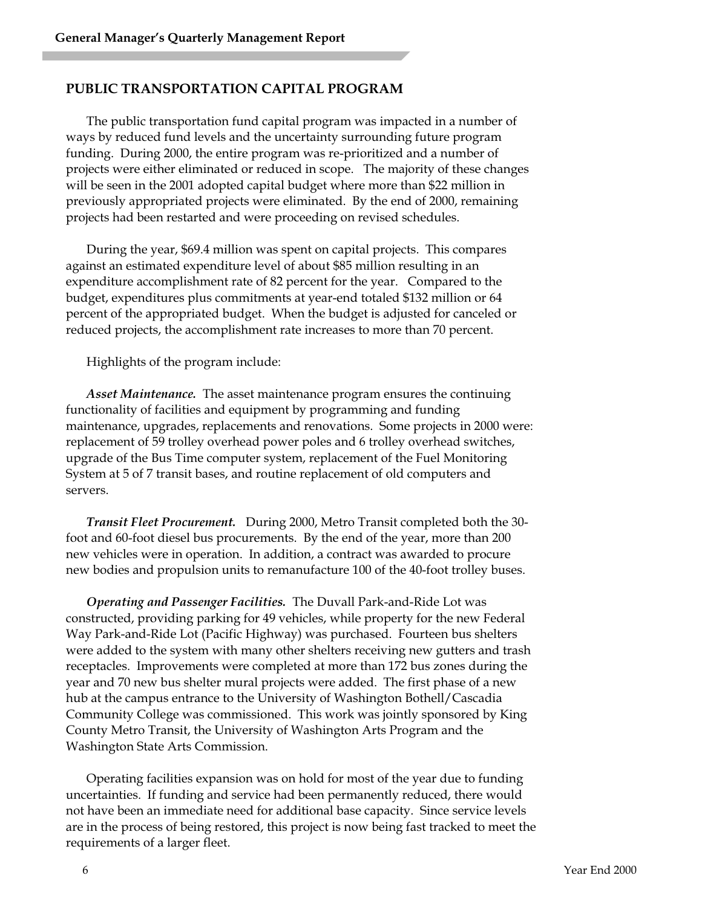## PUBLIC TRANSPORTATION CAPITAL PROGRAM

The public transportation fund capital program was impacted in a number of ways by reduced fund levels and the uncertainty surrounding future program funding. During 2000, the entire program was re-prioritized and a number of projects were either eliminated or reduced in scope. The majority of these changes will be seen in the 2001 adopted capital budget where more than $22 million in previously appropriated projects were eliminated. By the end of 2000, remaining projects had been restarted and were proceeding on revised schedules.

During the year, $69.4 million was spent on capital projects. This compares against an estimated expenditure level of about $85 million resulting in an expenditure accomplishment rate of 82 percent for the year. Compared to the budget, expenditures plus commitments at year-end totaled $132 million or 64 percent of the appropriated budget. When the budget is adjusted for canceled or reduced projects, the accomplishment rate increases to more than 70 percent.

Highlights of the program include:

***Asset Maintenance.*** The asset maintenance program ensures the continuing functionality of facilities and equipment by programming and funding maintenance, upgrades, replacements and renovations. Some projects in 2000 were: replacement of 59 trolley overhead power poles and 6 trolley overhead switches, upgrade of the Bus Time computer system, replacement of the Fuel Monitoring System at 5 of 7 transit bases, and routine replacement of old computers and servers.

***Transit Fleet Procurement.*** During 2000, Metro Transit completed both the 30-foot and 60-foot diesel bus procurements. By the end of the year, more than 200 new vehicles were in operation. In addition, a contract was awarded to procure new bodies and propulsion units to remanufacture 100 of the 40-foot trolley buses.

***Operating and Passenger Facilities.*** The Duvall Park-and-Ride Lot was constructed, providing parking for 49 vehicles, while property for the new Federal Way Park-and-Ride Lot (Pacific Highway) was purchased. Fourteen bus shelters were added to the system with many other shelters receiving new gutters and trash receptacles. Improvements were completed at more than 172 bus zones during the year and 70 new bus shelter mural projects were added. The first phase of a new hub at the campus entrance to the University of Washington Bothell/Cascadia Community College was commissioned. This work was jointly sponsored by King County Metro Transit, the University of Washington Arts Program and the Washington State Arts Commission.

Operating facilities expansion was on hold for most of the year due to funding uncertainties. If funding and service had been permanently reduced, there would not have been an immediate need for additional base capacity. Since service levels are in the process of being restored, this project is now being fast tracked to meet the requirements of a larger fleet.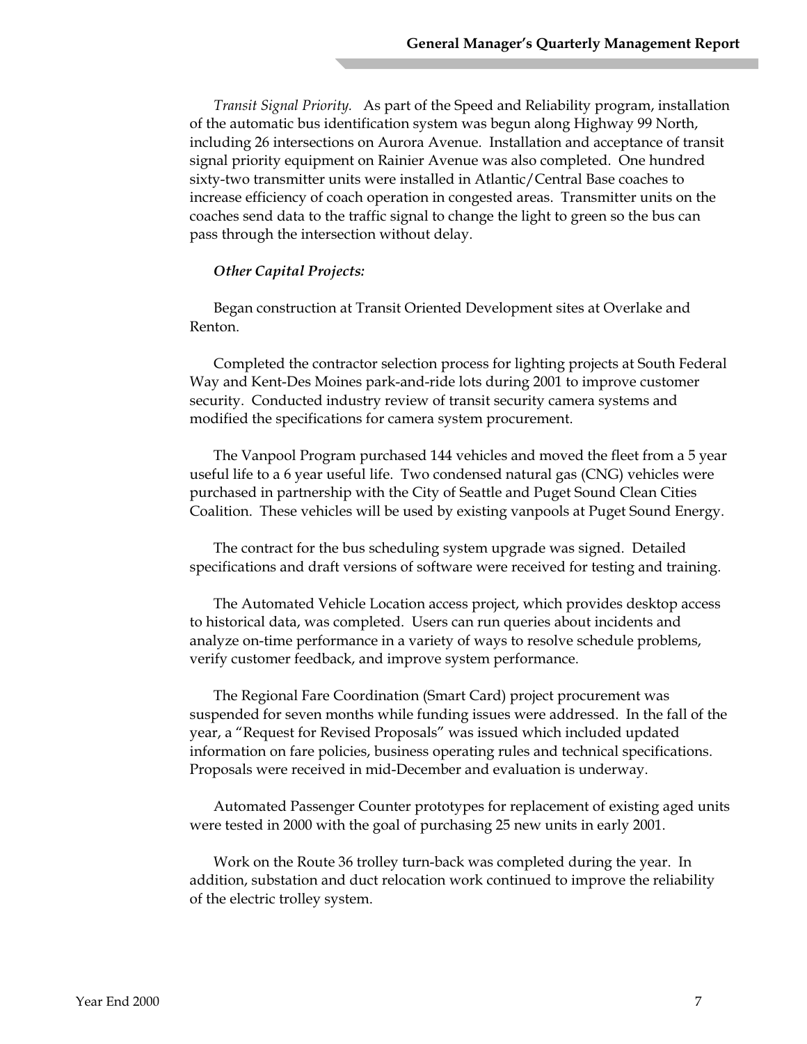*Transit Signal Priority.* As part of the Speed and Reliability program, installation of the automatic bus identification system was begun along Highway 99 North, including 26 intersections on Aurora Avenue. Installation and acceptance of transit signal priority equipment on Rainier Avenue was also completed. One hundred sixty-two transmitter units were installed in Atlantic/Central Base coaches to increase efficiency of coach operation in congested areas. Transmitter units on the coaches send data to the traffic signal to change the light to green so the bus can pass through the intersection without delay.

***Other Capital Projects:***

Began construction at Transit Oriented Development sites at Overlake and Renton.

Completed the contractor selection process for lighting projects at South Federal Way and Kent-Des Moines park-and-ride lots during 2001 to improve customer security. Conducted industry review of transit security camera systems and modified the specifications for camera system procurement.

The Vanpool Program purchased 144 vehicles and moved the fleet from a 5 year useful life to a 6 year useful life. Two condensed natural gas (CNG) vehicles were purchased in partnership with the City of Seattle and Puget Sound Clean Cities Coalition. These vehicles will be used by existing vanpools at Puget Sound Energy.

The contract for the bus scheduling system upgrade was signed. Detailed specifications and draft versions of software were received for testing and training.

The Automated Vehicle Location access project, which provides desktop access to historical data, was completed. Users can run queries about incidents and analyze on-time performance in a variety of ways to resolve schedule problems, verify customer feedback, and improve system performance.

The Regional Fare Coordination (Smart Card) project procurement was suspended for seven months while funding issues were addressed. In the fall of the year, a "Request for Revised Proposals" was issued which included updated information on fare policies, business operating rules and technical specifications. Proposals were received in mid-December and evaluation is underway.

Automated Passenger Counter prototypes for replacement of existing aged units were tested in 2000 with the goal of purchasing 25 new units in early 2001.

Work on the Route 36 trolley turn-back was completed during the year. In addition, substation and duct relocation work continued to improve the reliability of the electric trolley system.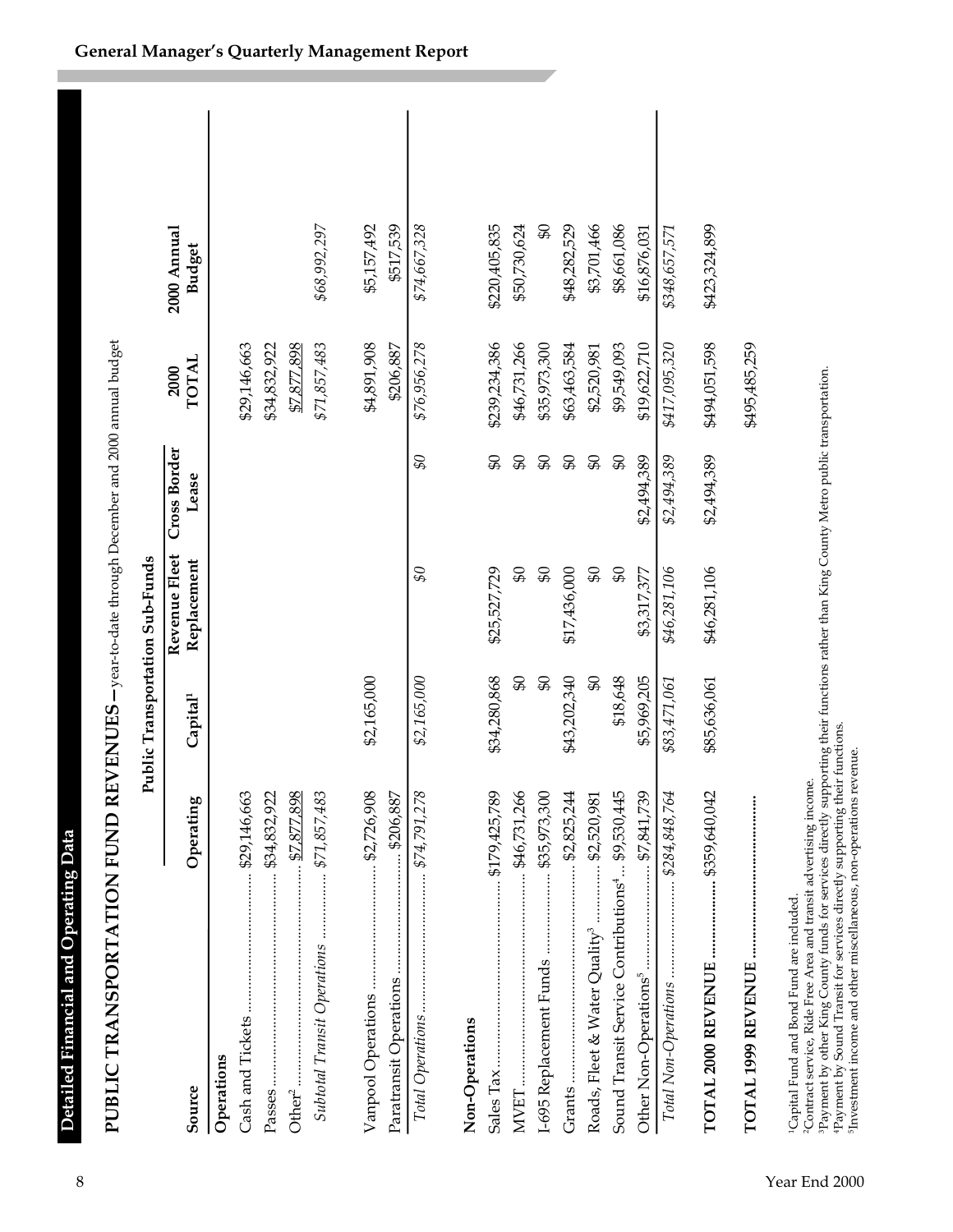## Detailed Financial and Operating Data

### PUBLIC TRANSPORTATION FUND REVENUES – year-to-date through December and 2000 annual budget

| Source | Public Transportation Sub-Funds | | | | | |
|---|---|---|---|---|---|---|
| | Operating | Capital[1] | Revenue Fleet Replacement | Cross Border Lease | 2000 TOTAL | 2000 Annual Budget |
| **Operations** | | | | | | |
| Cash and Tickets | $29,146,663 | | | | $29,146,663 | |
| Passes | $34,832,922 | | | | $34,832,922 | |
| Other[2] | $7,877,898 | | | | $7,877,898 | |
| *Subtotal Transit Operations* | *$71,857,483* | | | | *$71,857,483* | *$68,992,297* |
| Vanpool Operations | $2,726,908 | $2,165,000 | | | $4,891,908 | $5,157,492 |
| Paratransit Operations | $206,887 | | | | $206,887 | $517,539 |
| *Total Operations* | *$74,791,278* | *$2,165,000* | *$0* | *$0* | *$76,956,278* | *$74,667,328* |
| **Non-Operations** | | | | | | |
| Sales Tax | $179,425,789 | $34,280,868 | $25,527,729 | $0 | $239,234,386 | $220,405,835 |
| MVET | $46,731,266 | $0 | $0 | $0 | $46,731,266 | $50,730,624 |
| I-695 Replacement Funds | $35,973,300 | $0 | $0 | $0 | $35,973,300 | $0 |
| Grants | $2,825,244 | $43,202,340 | $17,436,000 | $0 | $63,463,584 | $48,282,529 |
| Roads, Fleet & Water Quality[3] | $2,520,981 | $0 | $0 | $0 | $2,520,981 | $3,701,466 |
| Sound Transit Service Contributions[4] | $9,530,445 | $18,648 | $0 | $0 | $9,549,093 | $8,661,086 |
| Other Non-Operations[5] | $7,841,739 | $5,969,205 | $3,317,377 | $2,494,389 | $19,622,710 | $16,876,031 |
| *Total Non-Operations* | *$284,848,764* | *$83,471,061* | *$46,281,106* | *$2,494,389* | *$417,095,320* | *$348,657,571* |
| **TOTAL 2000 REVENUE** | $359,640,042 | $85,636,061 | $46,281,106 | $2,494,389 | $494,051,598 | $423,324,899 |
| **TOTAL 1999 REVENUE** | | | | | $495,485,259 | |

[1]Capital Fund and Bond Fund are included.
[2]Contract service, Ride Free Area and transit advertising income.
[3]Payment by other King County funds for services directly supporting their functions rather than King County Metro public transportation.
[4]Payment by Sound Transit for services directly supporting their functions.
[5]Investment income and other miscellaneous, non-operations revenue.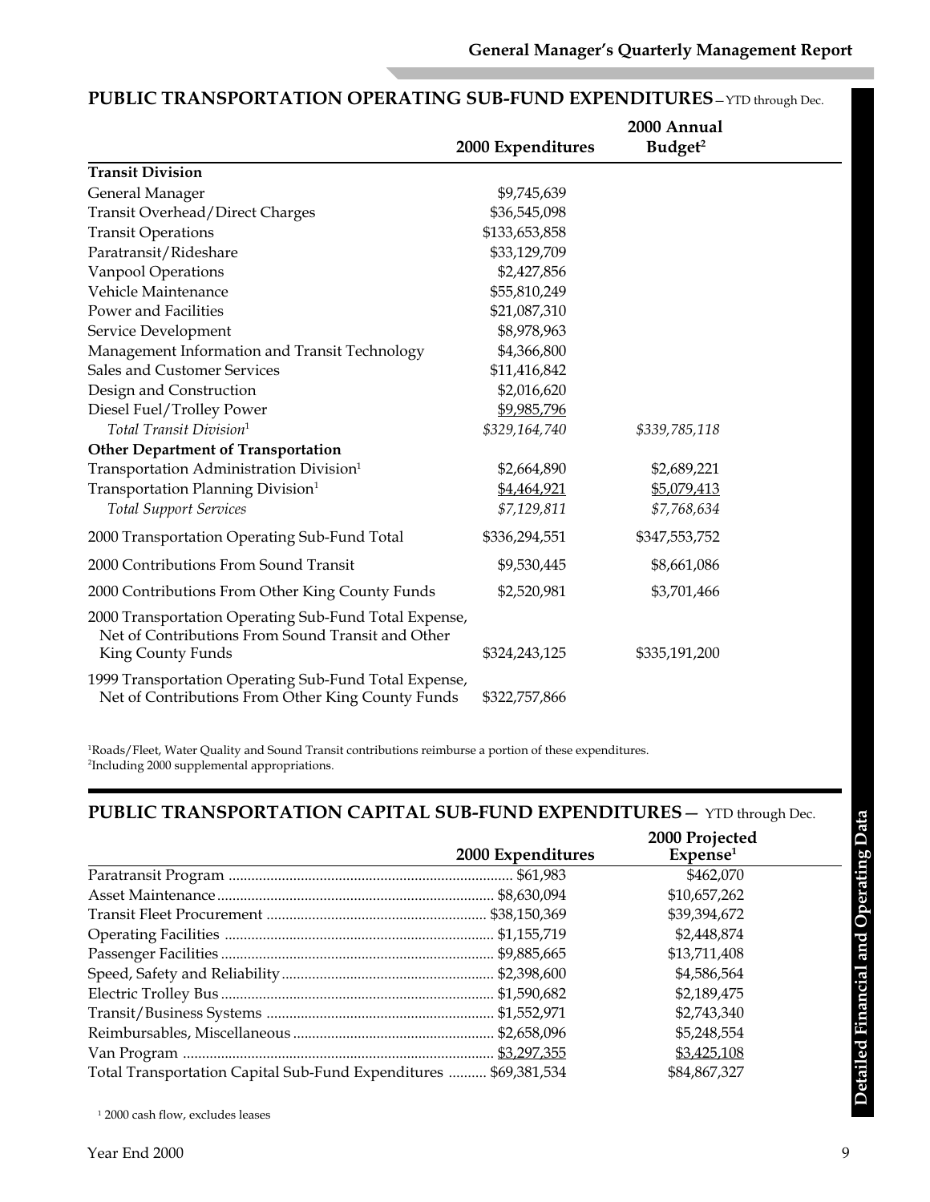## PUBLIC TRANSPORTATION OPERATING SUB-FUND EXPENDITURES—YTD through Dec.

| | 2000 Expenditures | 2000 Annual Budget[2] |
|---|---|---|
| **Transit Division** | | |
| General Manager | $9,745,639 | |
| Transit Overhead/Direct Charges | $36,545,098 | |
| Transit Operations | $133,653,858 | |
| Paratransit/Rideshare | $33,129,709 | |
| Vanpool Operations | $2,427,856 | |
| Vehicle Maintenance | $55,810,249 | |
| Power and Facilities | $21,087,310 | |
| Service Development | $8,978,963 | |
| Management Information and Transit Technology | $4,366,800 | |
| Sales and Customer Services | $11,416,842 | |
| Design and Construction | $2,016,620 | |
| Diesel Fuel/Trolley Power | $9,985,796 | |
| *Total Transit Division*[1] | *$329,164,740* | *$339,785,118* |
| **Other Department of Transportation** | | |
| Transportation Administration Division[1] | $2,664,890 | $2,689,221 |
| Transportation Planning Division[1] | $4,464,921 | $5,079,413 |
| *Total Support Services* | *$7,129,811* | *$7,768,634* |
| 2000 Transportation Operating Sub-Fund Total | $336,294,551 | $347,553,752 |
| 2000 Contributions From Sound Transit | $9,530,445 | $8,661,086 |
| 2000 Contributions From Other King County Funds | $2,520,981 | $3,701,466 |
| 2000 Transportation Operating Sub-Fund Total Expense, Net of Contributions From Sound Transit and Other King County Funds | $324,243,125 | $335,191,200 |
| 1999 Transportation Operating Sub-Fund Total Expense, Net of Contributions From Other King County Funds | $322,757,866 | |

[1]Roads/Fleet, Water Quality and Sound Transit contributions reimburse a portion of these expenditures.
[2]Including 2000 supplemental appropriations.

## PUBLIC TRANSPORTATION CAPITAL SUB-FUND EXPENDITURES— YTD through Dec.

| | 2000 Expenditures | 2000 Projected Expense[1] |
|---|---|---|
| Paratransit Program | $61,983 | $462,070 |
| Asset Maintenance | $8,630,094 | $10,657,262 |
| Transit Fleet Procurement | $38,150,369 | $39,394,672 |
| Operating Facilities | $1,155,719 | $2,448,874 |
| Passenger Facilities | $9,885,665 | $13,711,408 |
| Speed, Safety and Reliability | $2,398,600 | $4,586,564 |
| Electric Trolley Bus | $1,590,682 | $2,189,475 |
| Transit/Business Systems | $1,552,971 | $2,743,340 |
| Reimbursables, Miscellaneous | $2,658,096 | $5,248,554 |
| Van Program | $3,297,355 | $3,425,108 |
| Total Transportation Capital Sub-Fund Expenditures | $69,381,534 | $84,867,327 |

[1] 2000 cash flow, excludes leases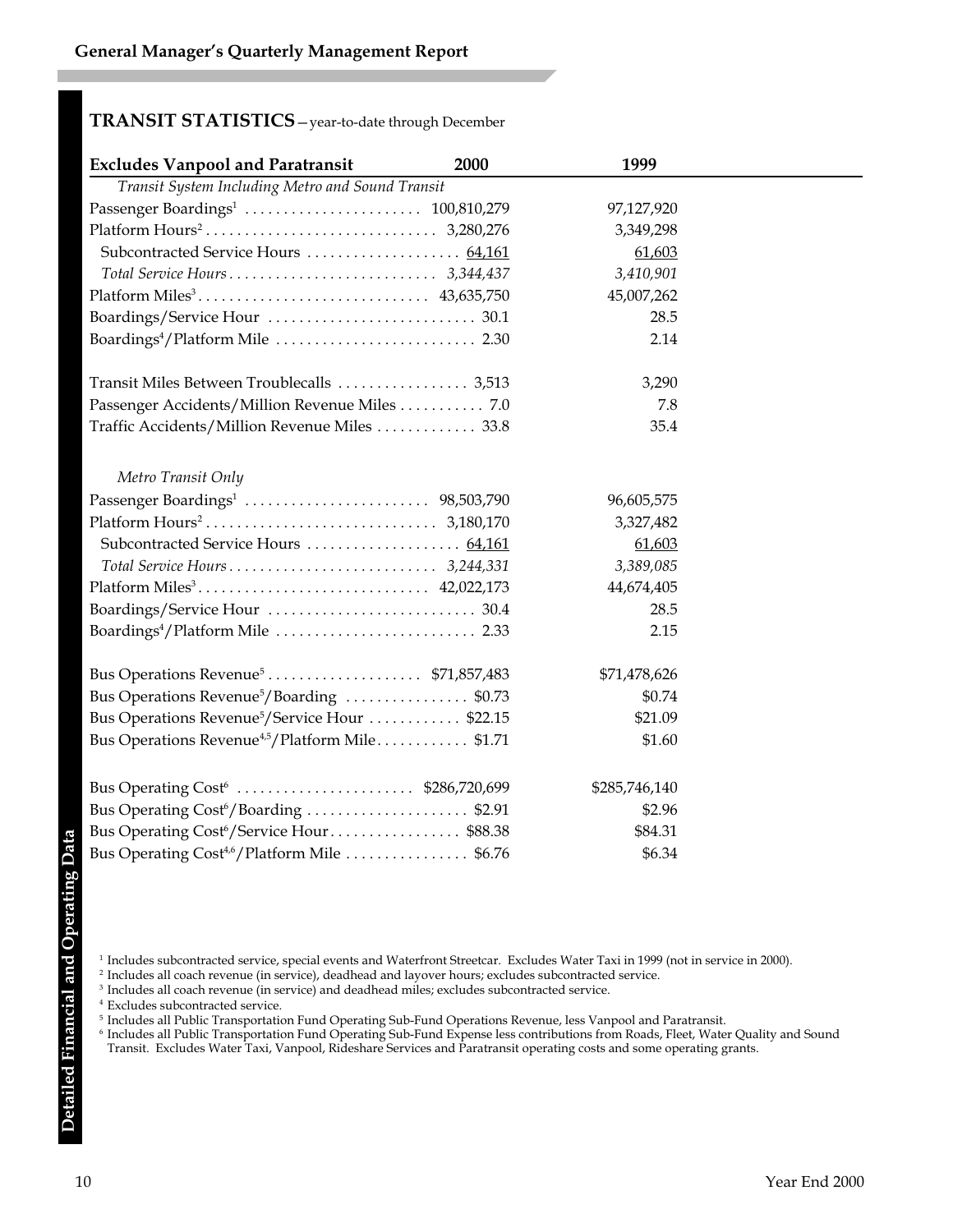## TRANSIT STATISTICS—year-to-date through December

| Excludes Vanpool and Paratransit | 2000 | 1999 |
| --- | --- | --- |
| *Transit System Including Metro and Sound Transit* | | |
| Passenger Boardings[1] | 100,810,279 | 97,127,920 |
| Platform Hours[2] | 3,280,276 | 3,349,298 |
| Subcontracted Service Hours | 64,161 | 61,603 |
| *Total Service Hours* | *3,344,437* | *3,410,901* |
| Platform Miles[3] | 43,635,750 | 45,007,262 |
| Boardings/Service Hour | 30.1 | 28.5 |
| Boardings[4]/Platform Mile | 2.30 | 2.14 |
| Transit Miles Between Troublecalls | 3,513 | 3,290 |
| Passenger Accidents/Million Revenue Miles | 7.0 | 7.8 |
| Traffic Accidents/Million Revenue Miles | 33.8 | 35.4 |
| *Metro Transit Only* | | |
| Passenger Boardings[1] | 98,503,790 | 96,605,575 |
| Platform Hours[2] | 3,180,170 | 3,327,482 |
| Subcontracted Service Hours | 64,161 | 61,603 |
| *Total Service Hours* | *3,244,331* | *3,389,085* |
| Platform Miles[3] | 42,022,173 | 44,674,405 |
| Boardings/Service Hour | 30.4 | 28.5 |
| Boardings[4]/Platform Mile | 2.33 | 2.15 |
| Bus Operations Revenue[5] | $71,857,483 | $71,478,626 |
| Bus Operations Revenue[5]/Boarding | $0.73 | $0.74 |
| Bus Operations Revenue[5]/Service Hour | $22.15 | $21.09 |
| Bus Operations Revenue[4,5]/Platform Mile | $1.71 | $1.60 |
| Bus Operating Cost[6] | $286,720,699 | $285,746,140 |
| Bus Operating Cost[6]/Boarding | $2.91 | $2.96 |
| Bus Operating Cost[6]/Service Hour | $88.38 | $84.31 |
| Bus Operating Cost[4,6]/Platform Mile | $6.76 | $6.34 |

[1] Includes subcontracted service, special events and Waterfront Streetcar. Excludes Water Taxi in 1999 (not in service in 2000).
[2] Includes all coach revenue (in service), deadhead and layover hours; excludes subcontracted service.
[3] Includes all coach revenue (in service) and deadhead miles; excludes subcontracted service.
[4] Excludes subcontracted service.
[5] Includes all Public Transportation Fund Operating Sub-Fund Operations Revenue, less Vanpool and Paratransit.
[6] Includes all Public Transportation Fund Operating Sub-Fund Expense less contributions from Roads, Fleet, Water Quality and Sound Transit. Excludes Water Taxi, Vanpool, Rideshare Services and Paratransit operating costs and some operating grants.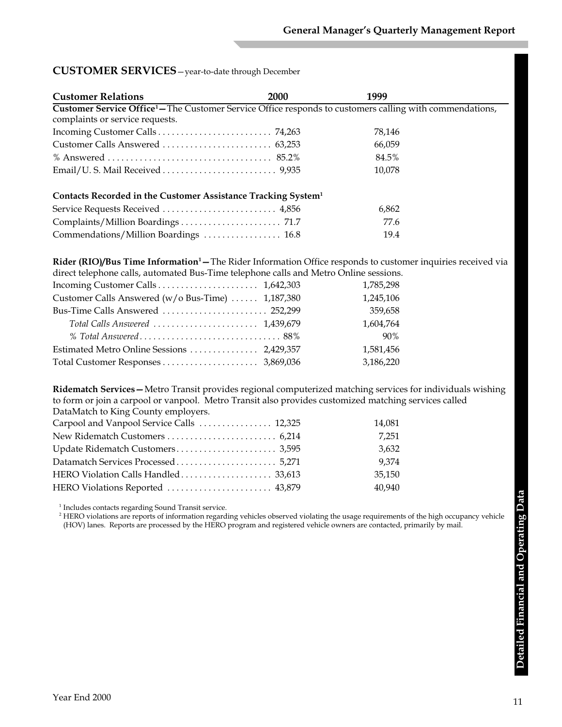## CUSTOMER SERVICES—year-to-date through December

| Customer Relations | 2000 | 1999 |
|---|---|---|
| **Customer Service Office[1]—**The Customer Service Office responds to customers calling with commendations, complaints or service requests. | | |
| Incoming Customer Calls | 74,263 | 78,146 |
| Customer Calls Answered | 63,253 | 66,059 |
| % Answered | 85.2% | 84.5% |
| Email/U. S. Mail Received | 9,935 | 10,078 |
| **Contacts Recorded in the Customer Assistance Tracking System[1]** | | |
| Service Requests Received | 4,856 | 6,862 |
| Complaints/Million Boardings | 71.7 | 77.6 |
| Commendations/Million Boardings | 16.8 | 19.4 |
| **Rider (RIO)/Bus Time Information[1]—**The Rider Information Office responds to customer inquiries received via direct telephone calls, automated Bus-Time telephone calls and Metro Online sessions. | | |
| Incoming Customer Calls | 1,642,303 | 1,785,298 |
| Customer Calls Answered (w/o Bus-Time) | 1,187,380 | 1,245,106 |
| Bus-Time Calls Answered | 252,299 | 359,658 |
| *Total Calls Answered* | 1,439,679 | 1,604,764 |
| *% Total Answered* | 88% | 90% |
| Estimated Metro Online Sessions | 2,429,357 | 1,581,456 |
| Total Customer Responses | 3,869,036 | 3,186,220 |
| **Ridematch Services—**Metro Transit provides regional computerized matching services for individuals wishing to form or join a carpool or vanpool. Metro Transit also provides customized matching services called DataMatch to King County employers. | | |
| Carpool and Vanpool Service Calls | 12,325 | 14,081 |
| New Ridematch Customers | 6,214 | 7,251 |
| Update Ridematch Customers | 3,595 | 3,632 |
| Datamatch Services Processed | 5,271 | 9,374 |
| HERO Violation Calls Handled | 33,613 | 35,150 |
| HERO Violations Reported | 43,879 | 40,940 |

[1] Includes contacts regarding Sound Transit service.

[2] HERO violations are reports of information regarding vehicles observed violating the usage requirements of the high occupancy vehicle (HOV) lanes. Reports are processed by the HERO program and registered vehicle owners are contacted, primarily by mail.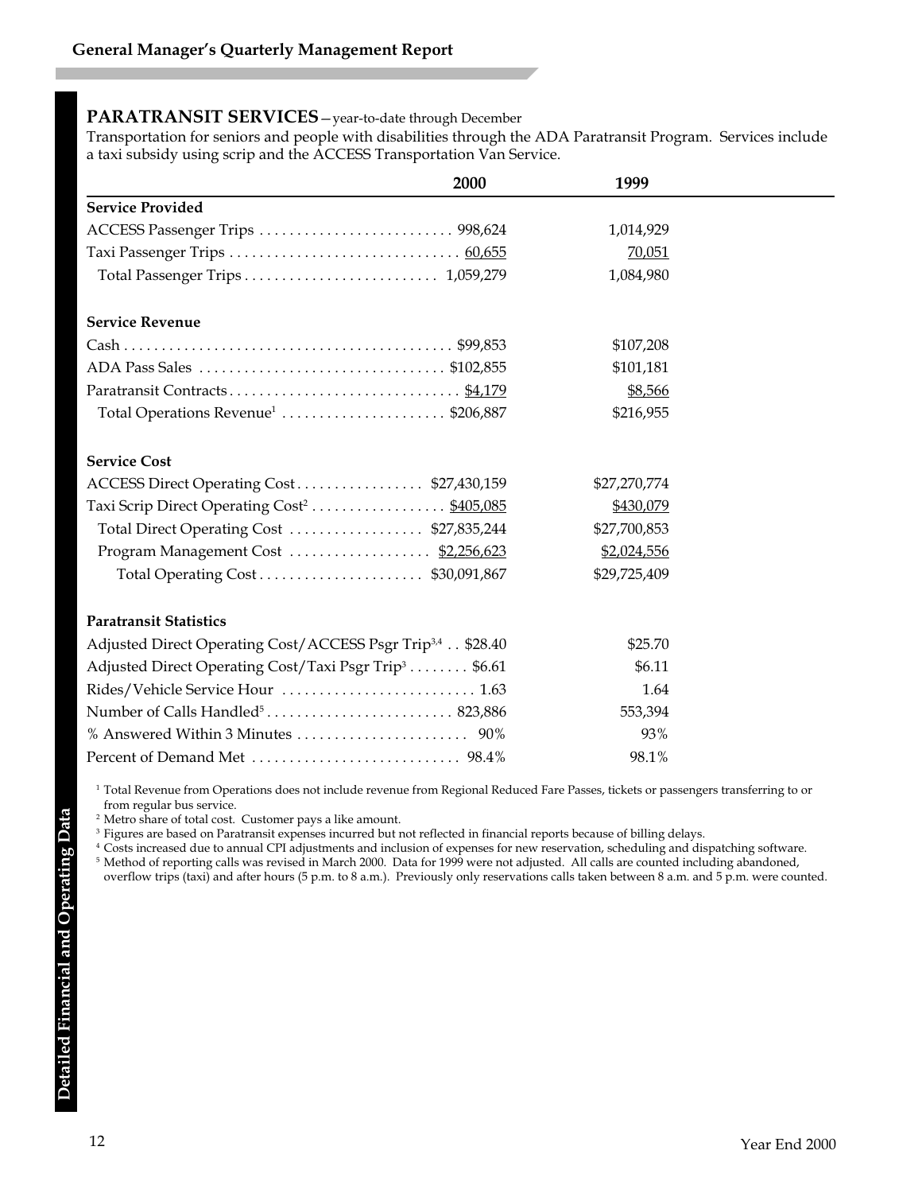## PARATRANSIT SERVICES—year-to-date through December

Transportation for seniors and people with disabilities through the ADA Paratransit Program. Services include a taxi subsidy using scrip and the ACCESS Transportation Van Service.

| | 2000 | 1999 |
|---|---|---|
| **Service Provided** | | |
| ACCESS Passenger Trips | 998,624 | 1,014,929 |
| Taxi Passenger Trips | 60,655 | 70,051 |
| Total Passenger Trips | 1,059,279 | 1,084,980 |
| **Service Revenue** | | |
| Cash | $99,853 | $107,208 |
| ADA Pass Sales | $102,855 | $101,181 |
| Paratransit Contracts | $4,179 | $8,566 |
| Total Operations Revenue[1] | $206,887 | $216,955 |
| **Service Cost** | | |
| ACCESS Direct Operating Cost | $27,430,159 | $27,270,774 |
| Taxi Scrip Direct Operating Cost[2] | $405,085 | $430,079 |
| Total Direct Operating Cost | $27,835,244 | $27,700,853 |
| Program Management Cost | $2,256,623 | $2,024,556 |
| Total Operating Cost | $30,091,867 | $29,725,409 |
| **Paratransit Statistics** | | |
| Adjusted Direct Operating Cost/ACCESS Psgr Trip[3,4] | $28.40 | $25.70 |
| Adjusted Direct Operating Cost/Taxi Psgr Trip[3] | $6.61 | $6.11 |
| Rides/Vehicle Service Hour | 1.63 | 1.64 |
| Number of Calls Handled[5] | 823,886 | 553,394 |
| % Answered Within 3 Minutes | 90% | 93% |
| Percent of Demand Met | 98.4% | 98.1% |

[1] Total Revenue from Operations does not include revenue from Regional Reduced Fare Passes, tickets or passengers transferring to or from regular bus service.
[2] Metro share of total cost. Customer pays a like amount.
[3] Figures are based on Paratransit expenses incurred but not reflected in financial reports because of billing delays.
[4] Costs increased due to annual CPI adjustments and inclusion of expenses for new reservation, scheduling and dispatching software.
[5] Method of reporting calls was revised in March 2000. Data for 1999 were not adjusted. All calls are counted including abandoned, overflow trips (taxi) and after hours (5 p.m. to 8 a.m.). Previously only reservations calls taken between 8 a.m. and 5 p.m. were counted.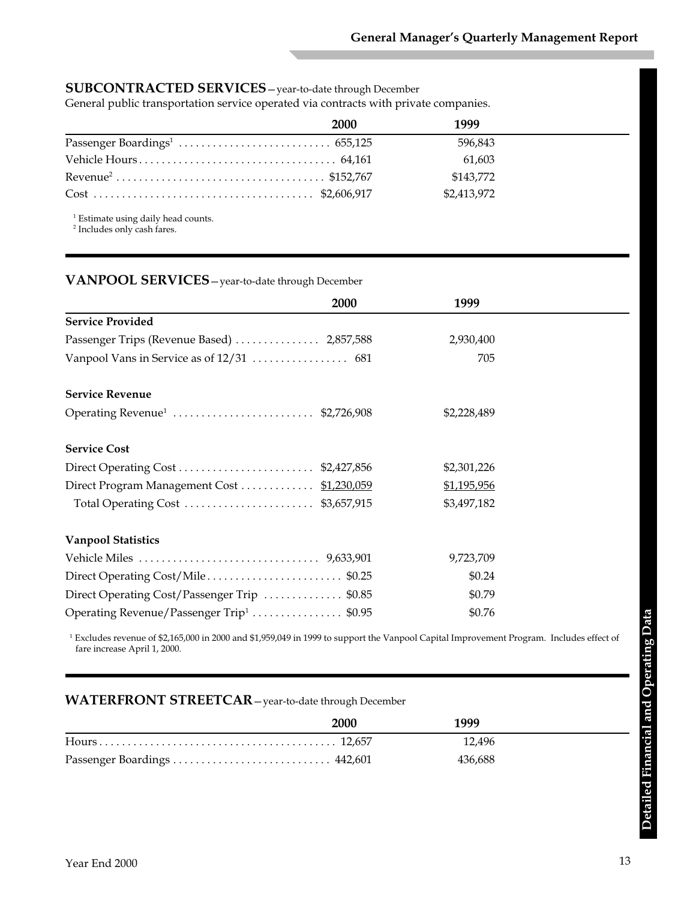## SUBCONTRACTED SERVICES—year-to-date through December

General public transportation service operated via contracts with private companies.

| | 2000 | 1999 |
|---|---|---|
| Passenger Boardings[1] | 655,125 | 596,843 |
| Vehicle Hours | 64,161 | 61,603 |
| Revenue[2] | $152,767 | $143,772 |
| Cost | $2,606,917 | $2,413,972 |

[1] Estimate using daily head counts.
[2] Includes only cash fares.

## VANPOOL SERVICES—year-to-date through December

| | 2000 | 1999 |
|---|---|---|
| **Service Provided** | | |
| Passenger Trips (Revenue Based) | 2,857,588 | 2,930,400 |
| Vanpool Vans in Service as of 12/31 | 681 | 705 |
| **Service Revenue** | | |
| Operating Revenue[1] | $2,726,908 | $2,228,489 |
| **Service Cost** | | |
| Direct Operating Cost | $2,427,856 | $2,301,226 |
| Direct Program Management Cost | $1,230,059 | $1,195,956 |
| Total Operating Cost | $3,657,915 | $3,497,182 |
| **Vanpool Statistics** | | |
| Vehicle Miles | 9,633,901 | 9,723,709 |
| Direct Operating Cost/Mile | $0.25 | $0.24 |
| Direct Operating Cost/Passenger Trip | $0.85 | $0.79 |
| Operating Revenue/Passenger Trip[1] | $0.95 | $0.76 |

[1] Excludes revenue of $2,165,000 in 2000 and $1,959,049 in 1999 to support the Vanpool Capital Improvement Program. Includes effect of fare increase April 1, 2000.

## WATERFRONT STREETCAR—year-to-date through December

| | 2000 | 1999 |
|---|---|---|
| Hours | 12,657 | 12,496 |
| Passenger Boardings | 442,601 | 436,688 |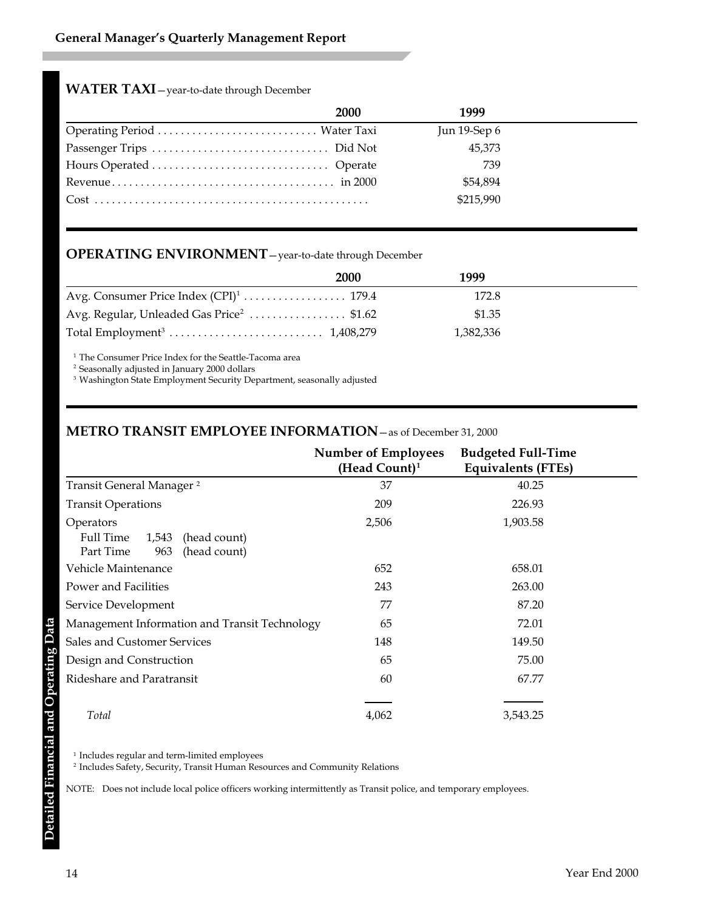## WATER TAXI—year-to-date through December

| | 2000 | 1999 |
|---|---|---|
| Operating Period | Water Taxi | Jun 19-Sep 6 |
| Passenger Trips | Did Not | 45,373 |
| Hours Operated | Operate | 739 |
| Revenue | in 2000 | $54,894 |
| Cost | | $215,990 |

## OPERATING ENVIRONMENT—year-to-date through December

| | 2000 | 1999 |
|---|---|---|
| Avg. Consumer Price Index (CPI)[1] | 179.4 | 172.8 |
| Avg. Regular, Unleaded Gas Price[2] | $1.62 | $1.35 |
| Total Employment[3] | 1,408,279 | 1,382,336 |

[1] The Consumer Price Index for the Seattle-Tacoma area
[2] Seasonally adjusted in January 2000 dollars
[3] Washington State Employment Security Department, seasonally adjusted

## METRO TRANSIT EMPLOYEE INFORMATION—as of December 31, 2000

| | Number of Employees (Head Count)[1] | Budgeted Full-Time Equivalents (FTEs) |
|---|---|---|
| Transit General Manager [2] | 37 | 40.25 |
| Transit Operations | 209 | 226.93 |
| Operators | 2,506 | 1,903.58 |
| Full Time 1,543 (head count) | | |
| Part Time 963 (head count) | | |
| Vehicle Maintenance | 652 | 658.01 |
| Power and Facilities | 243 | 263.00 |
| Service Development | 77 | 87.20 |
| Management Information and Transit Technology | 65 | 72.01 |
| Sales and Customer Services | 148 | 149.50 |
| Design and Construction | 65 | 75.00 |
| Rideshare and Paratransit | 60 | 67.77 |
| *Total* | 4,062 | 3,543.25 |

[1] Includes regular and term-limited employees
[2] Includes Safety, Security, Transit Human Resources and Community Relations

NOTE: Does not include local police officers working intermittently as Transit police, and temporary employees.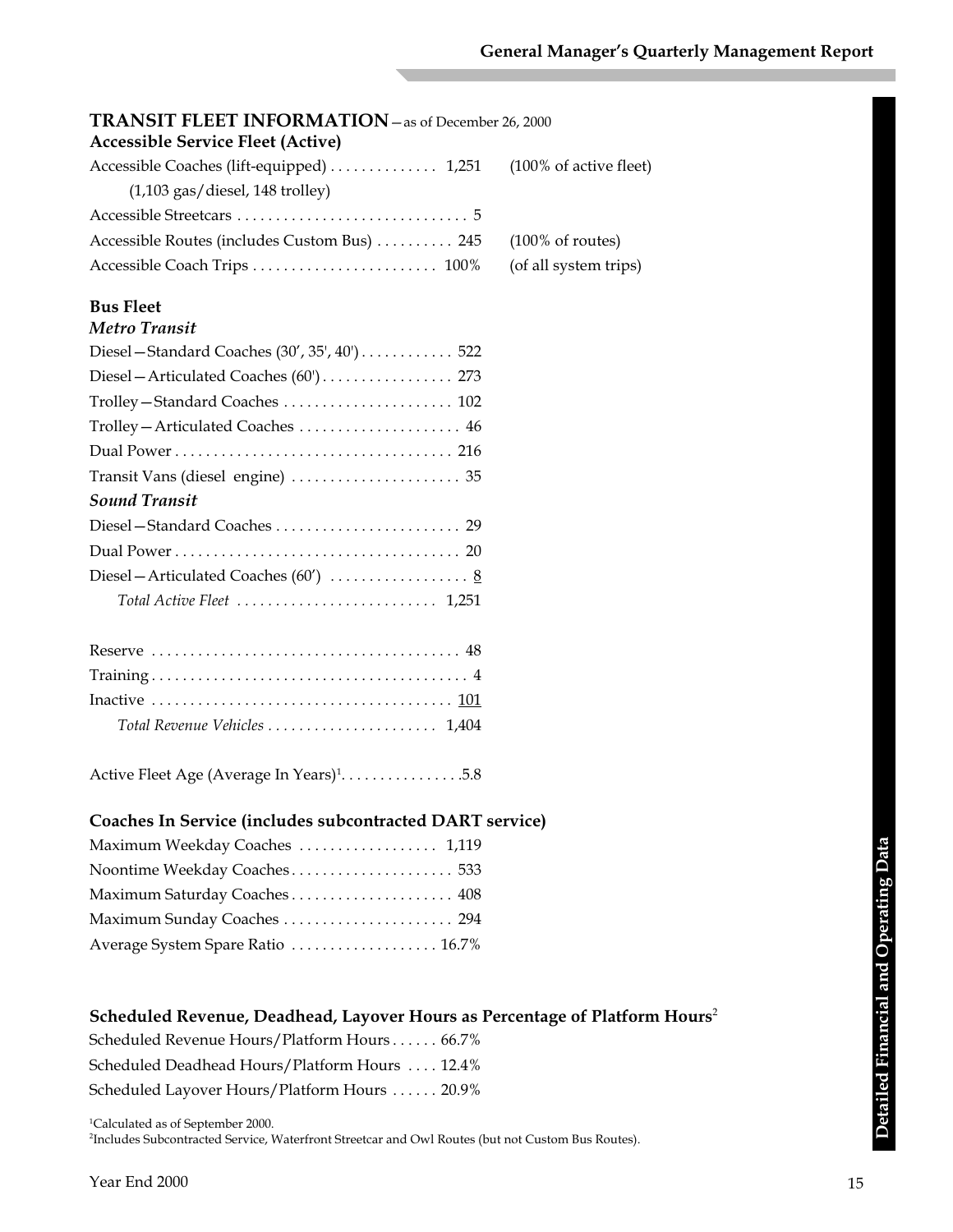## TRANSIT FLEET INFORMATION—as of December 26, 2000

### Accessible Service Fleet (Active)

| | | |
|---|---|---|
| Accessible Coaches (lift-equipped) (1,103 gas/diesel, 148 trolley) | 1,251 | (100% of active fleet) |
| Accessible Streetcars | 5 | |
| Accessible Routes (includes Custom Bus) | 245 | (100% of routes) |
| Accessible Coach Trips | 100% | (of all system trips) |

### Bus Fleet

***Metro Transit***

| | |
|---|---|
| Diesel—Standard Coaches (30′, 35', 40') | 522 |
| Diesel—Articulated Coaches (60') | 273 |
| Trolley—Standard Coaches | 102 |
| Trolley—Articulated Coaches | 46 |
| Dual Power | 216 |
| Transit Vans (diesel engine) | 35 |

***Sound Transit***

| | |
|---|---|
| Diesel—Standard Coaches | 29 |
| Dual Power | 20 |
| Diesel—Articulated Coaches (60′) | 8 |
| *Total Active Fleet* | 1,251 |

| | |
|---|---|
| Reserve | 48 |
| Training | 4 |
| Inactive | 101 |
| *Total Revenue Vehicles* | 1,404 |

Active Fleet Age (Average In Years)[1] ................ 5.8

### Coaches In Service (includes subcontracted DART service)

| | |
|---|---|
| Maximum Weekday Coaches | 1,119 |
| Noontime Weekday Coaches | 533 |
| Maximum Saturday Coaches | 408 |
| Maximum Sunday Coaches | 294 |
| Average System Spare Ratio | 16.7% |

### Scheduled Revenue, Deadhead, Layover Hours as Percentage of Platform Hours[2]

| | |
|---|---|
| Scheduled Revenue Hours/Platform Hours | 66.7% |
| Scheduled Deadhead Hours/Platform Hours | 12.4% |
| Scheduled Layover Hours/Platform Hours | 20.9% |

[1]Calculated as of September 2000.
[2]Includes Subcontracted Service, Waterfront Streetcar and Owl Routes (but not Custom Bus Routes).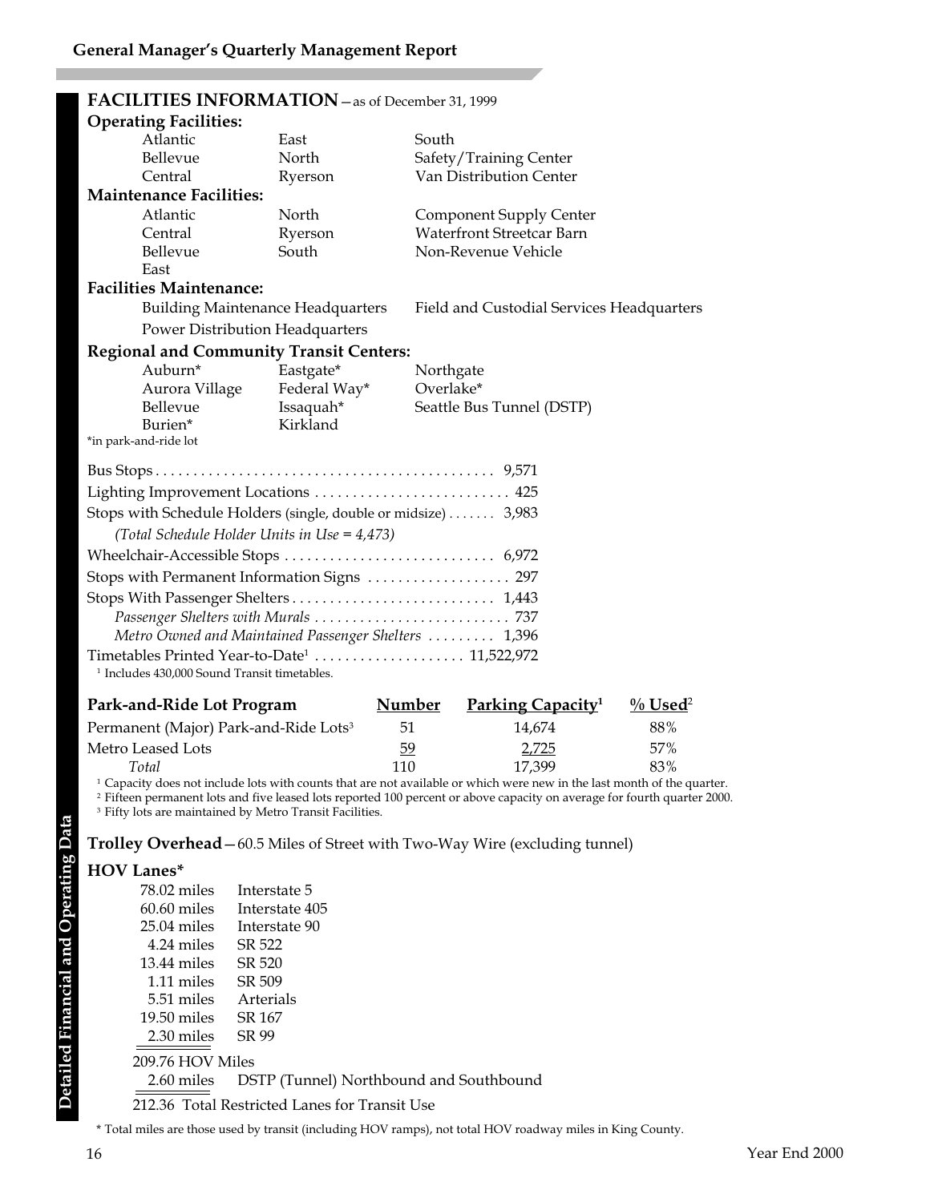## FACILITIES INFORMATION—as of December 31, 1999

**Operating Facilities:**

| | | |
|---|---|---|
| Atlantic | East | South |
| Bellevue | North | Safety/Training Center |
| Central | Ryerson | Van Distribution Center |

**Maintenance Facilities:**

| | | |
|---|---|---|
| Atlantic | North | Component Supply Center |
| Central | Ryerson | Waterfront Streetcar Barn |
| Bellevue | South | Non-Revenue Vehicle |
| East | | |

**Facilities Maintenance:**

| | |
|---|---|
| Building Maintenance Headquarters | Field and Custodial Services Headquarters |
| Power Distribution Headquarters | |

**Regional and Community Transit Centers:**

| | | |
|---|---|---|
| Auburn* | Eastgate* | Northgate |
| Aurora Village | Federal Way* | Overlake* |
| Bellevue | Issaquah* | Seattle Bus Tunnel (DSTP) |
| Burien* | Kirkland | |

*in park-and-ride lot

| | |
|---|---|
| Bus Stops | 9,571 |
| Lighting Improvement Locations | 425 |
| Stops with Schedule Holders (single, double or midsize) | 3,983 |
| *(Total Schedule Holder Units in Use = 4,473)* | |
| Wheelchair-Accessible Stops | 6,972 |
| Stops with Permanent Information Signs | 297 |
| Stops With Passenger Shelters | 1,443 |
| *Passenger Shelters with Murals* | 737 |
| *Metro Owned and Maintained Passenger Shelters* | 1,396 |
| Timetables Printed Year-to-Date[1] | 11,522,972 |

[1] Includes 430,000 Sound Transit timetables.

| Park-and-Ride Lot Program | Number | Parking Capacity[1] | % Used[2] |
|---|---|---|---|
| Permanent (Major) Park-and-Ride Lots[3] | 51 | 14,674 | 88% |
| Metro Leased Lots | 59 | 2,725 | 57% |
| *Total* | 110 | 17,399 | 83% |

[1] Capacity does not include lots with counts that are not available or which were new in the last month of the quarter.
[2] Fifteen permanent lots and five leased lots reported 100 percent or above capacity on average for fourth quarter 2000.
[3] Fifty lots are maintained by Metro Transit Facilities.

**Trolley Overhead**—60.5 Miles of Street with Two-Way Wire (excluding tunnel)

**HOV Lanes***

| | |
|---|---|
| 78.02 miles | Interstate 5 |
| 60.60 miles | Interstate 405 |
| 25.04 miles | Interstate 90 |
| 4.24 miles | SR 522 |
| 13.44 miles | SR 520 |
| 1.11 miles | SR 509 |
| 5.51 miles | Arterials |
| 19.50 miles | SR 167 |
| 2.30 miles | SR 99 |
| 209.76 HOV Miles | |
| 2.60 miles | DSTP (Tunnel) Northbound and Southbound |
| 212.36 | Total Restricted Lanes for Transit Use |

* Total miles are those used by transit (including HOV ramps), not total HOV roadway miles in King County.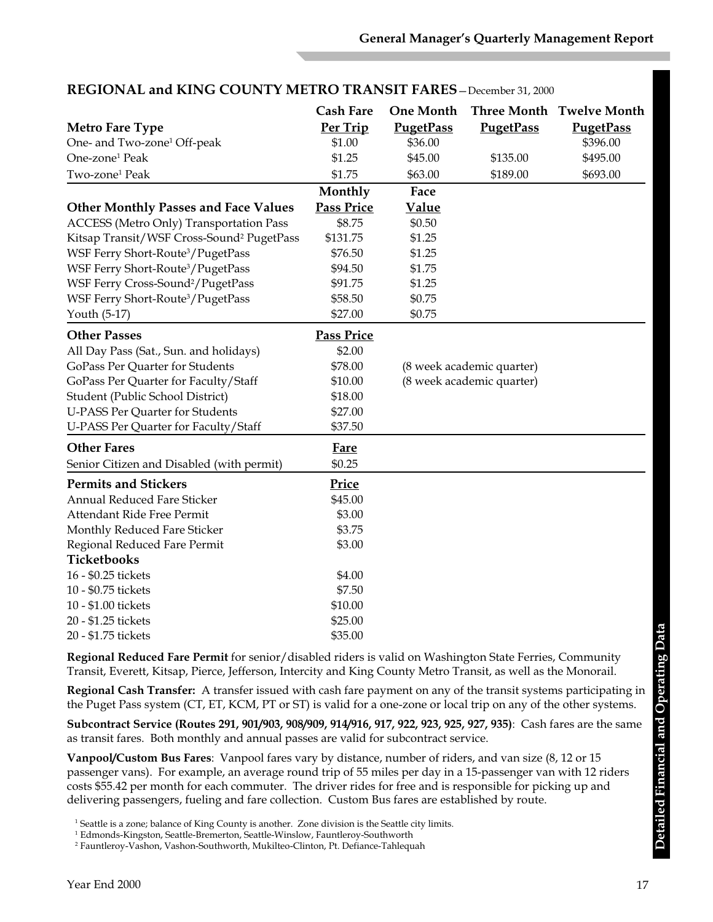## REGIONAL and KING COUNTY METRO TRANSIT FARES—December 31, 2000

| Metro Fare Type | Cash Fare Per Trip | One Month PugetPass | Three Month PugetPass | Twelve Month PugetPass |
|---|---|---|---|---|
| One- and Two-zone[1] Off-peak | $1.00 | $36.00 | | $396.00 |
| One-zone[1] Peak | $1.25 | $45.00 | $135.00 | $495.00 |
| Two-zone[1] Peak | $1.75 | $63.00 | $189.00 | $693.00 |

| Other Monthly Passes and Face Values | Monthly Pass Price | Face Value |
|---|---|---|
| ACCESS (Metro Only) Transportation Pass | $8.75 | $0.50 |
| Kitsap Transit/WSF Cross-Sound[2] PugetPass | $131.75 | $1.25 |
| WSF Ferry Short-Route[3]/PugetPass | $76.50 | $1.25 |
| WSF Ferry Short-Route[3]/PugetPass | $94.50 | $1.75 |
| WSF Ferry Cross-Sound[2]/PugetPass | $91.75 | $1.25 |
| WSF Ferry Short-Route[3]/PugetPass | $58.50 | $0.75 |
| Youth (5-17) | $27.00 | $0.75 |

| Other Passes | Pass Price | |
|---|---|---|
| All Day Pass (Sat., Sun. and holidays) | $2.00 | |
| GoPass Per Quarter for Students | $78.00 | (8 week academic quarter) |
| GoPass Per Quarter for Faculty/Staff | $10.00 | (8 week academic quarter) |
| Student (Public School District) | $18.00 | |
| U-PASS Per Quarter for Students | $27.00 | |
| U-PASS Per Quarter for Faculty/Staff | $37.50 | |

| Other Fares | Fare |
|---|---|
| Senior Citizen and Disabled (with permit) | $0.25 |

| Permits and Stickers | Price |
|---|---|
| Annual Reduced Fare Sticker | $45.00 |
| Attendant Ride Free Permit | $3.00 |
| Monthly Reduced Fare Sticker | $3.75 |
| Regional Reduced Fare Permit | $3.00 |
| **Ticketbooks** | |
| 16 - $0.25 tickets | $4.00 |
| 10 - $0.75 tickets | $7.50 |
| 10 - $1.00 tickets | $10.00 |
| 20 - $1.25 tickets | $25.00 |
| 20 - $1.75 tickets | $35.00 |

**Regional Reduced Fare Permit** for senior/disabled riders is valid on Washington State Ferries, Community Transit, Everett, Kitsap, Pierce, Jefferson, Intercity and King County Metro Transit, as well as the Monorail.

**Regional Cash Transfer:** A transfer issued with cash fare payment on any of the transit systems participating in the Puget Pass system (CT, ET, KCM, PT or ST) is valid for a one-zone or local trip on any of the other systems.

**Subcontract Service (Routes 291, 901/903, 908/909, 914/916, 917, 922, 923, 925, 927, 935)**: Cash fares are the same as transit fares. Both monthly and annual passes are valid for subcontract service.

**Vanpool/Custom Bus Fares**: Vanpool fares vary by distance, number of riders, and van size (8, 12 or 15 passenger vans). For example, an average round trip of 55 miles per day in a 15-passenger van with 12 riders costs $55.42 per month for each commuter. The driver rides for free and is responsible for picking up and delivering passengers, fueling and fare collection. Custom Bus fares are established by route.

[1] Seattle is a zone; balance of King County is another. Zone division is the Seattle city limits.
[1] Edmonds-Kingston, Seattle-Bremerton, Seattle-Winslow, Fauntleroy-Southworth
[2] Fauntleroy-Vashon, Vashon-Southworth, Mukilteo-Clinton, Pt. Defiance-Tahlequah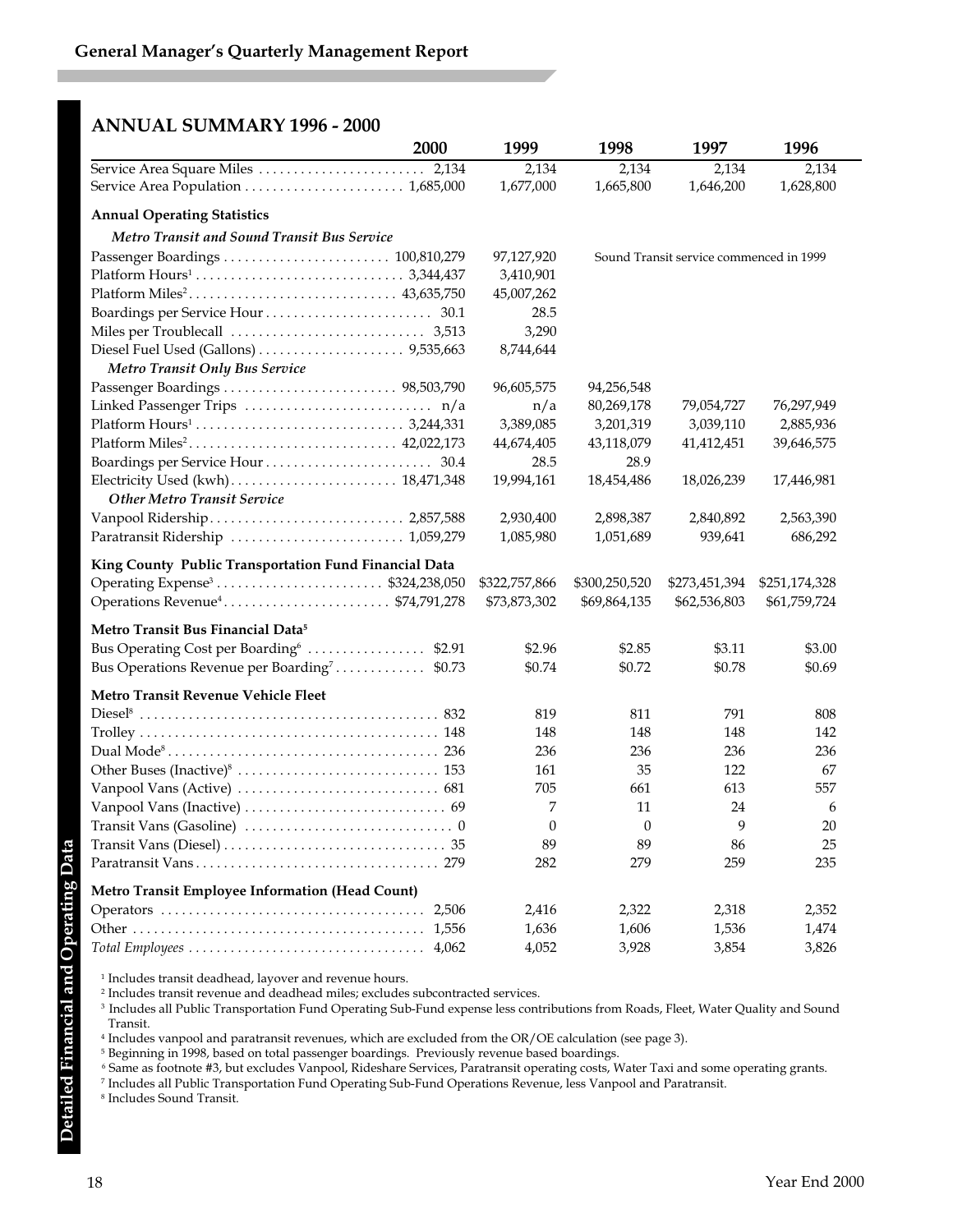## ANNUAL SUMMARY 1996 - 2000

| | 2000 | 1999 | 1998 | 1997 | 1996 |
|---|---|---|---|---|---|
| Service Area Square Miles | 2,134 | 2,134 | 2,134 | 2,134 | 2,134 |
| Service Area Population | 1,685,000 | 1,677,000 | 1,665,800 | 1,646,200 | 1,628,800 |
| **Annual Operating Statistics** | | | | | |
| ***Metro Transit and Sound Transit Bus Service*** | | | | | |
| Passenger Boardings | 100,810,279 | 97,127,920 | Sound Transit service commenced in 1999 | | |
| Platform Hours[1] | 3,344,437 | 3,410,901 | | | |
| Platform Miles[2] | 43,635,750 | 45,007,262 | | | |
| Boardings per Service Hour | 30.1 | 28.5 | | | |
| Miles per Troublecall | 3,513 | 3,290 | | | |
| Diesel Fuel Used (Gallons) | 9,535,663 | 8,744,644 | | | |
| ***Metro Transit Only Bus Service*** | | | | | |
| Passenger Boardings | 98,503,790 | 96,605,575 | 94,256,548 | | |
| Linked Passenger Trips | n/a | n/a | 80,269,178 | 79,054,727 | 76,297,949 |
| Platform Hours[1] | 3,244,331 | 3,389,085 | 3,201,319 | 3,039,110 | 2,885,936 |
| Platform Miles[2] | 42,022,173 | 44,674,405 | 43,118,079 | 41,412,451 | 39,646,575 |
| Boardings per Service Hour | 30.4 | 28.5 | 28.9 | | |
| Electricity Used (kwh) | 18,471,348 | 19,994,161 | 18,454,486 | 18,026,239 | 17,446,981 |
| ***Other Metro Transit Service*** | | | | | |
| Vanpool Ridership | 2,857,588 | 2,930,400 | 2,898,387 | 2,840,892 | 2,563,390 |
| Paratransit Ridership | 1,059,279 | 1,085,980 | 1,051,689 | 939,641 | 686,292 |
| **King County Public Transportation Fund Financial Data** | | | | | |
| Operating Expense[3] | $324,238,050 | $322,757,866 | $300,250,520 | $273,451,394 | $251,174,328 |
| Operations Revenue[4] | $74,791,278 | $73,873,302 | $69,864,135 | $62,536,803 | $61,759,724 |
| **Metro Transit Bus Financial Data[5]** | | | | | |
| Bus Operating Cost per Boarding[6] | $2.91 | $2.96 | $2.85 | $3.11 | $3.00 |
| Bus Operations Revenue per Boarding[7] | $0.73 | $0.74 | $0.72 | $0.78 | $0.69 |
| **Metro Transit Revenue Vehicle Fleet** | | | | | |
| Diesel[8] | 832 | 819 | 811 | 791 | 808 |
| Trolley | 148 | 148 | 148 | 148 | 142 |
| Dual Mode[8] | 236 | 236 | 236 | 236 | 236 |
| Other Buses (Inactive)[8] | 153 | 161 | 35 | 122 | 67 |
| Vanpool Vans (Active) | 681 | 705 | 661 | 613 | 557 |
| Vanpool Vans (Inactive) | 69 | 7 | 11 | 24 | 6 |
| Transit Vans (Gasoline) | 0 | 0 | 0 | 9 | 20 |
| Transit Vans (Diesel) | 35 | 89 | 89 | 86 | 25 |
| Paratransit Vans | 279 | 282 | 279 | 259 | 235 |
| **Metro Transit Employee Information (Head Count)** | | | | | |
| Operators | 2,506 | 2,416 | 2,322 | 2,318 | 2,352 |
| Other | 1,556 | 1,636 | 1,606 | 1,536 | 1,474 |
| *Total Employees* | 4,062 | 4,052 | 3,928 | 3,854 | 3,826 |

[1] Includes transit deadhead, layover and revenue hours.
[2] Includes transit revenue and deadhead miles; excludes subcontracted services.
[3] Includes all Public Transportation Fund Operating Sub-Fund expense less contributions from Roads, Fleet, Water Quality and Sound Transit.
[4] Includes vanpool and paratransit revenues, which are excluded from the OR/OE calculation (see page 3).
[5] Beginning in 1998, based on total passenger boardings. Previously revenue based boardings.
[6] Same as footnote #3, but excludes Vanpool, Rideshare Services, Paratransit operating costs, Water Taxi and some operating grants.
[7] Includes all Public Transportation Fund Operating Sub-Fund Operations Revenue, less Vanpool and Paratransit.
[8] Includes Sound Transit.